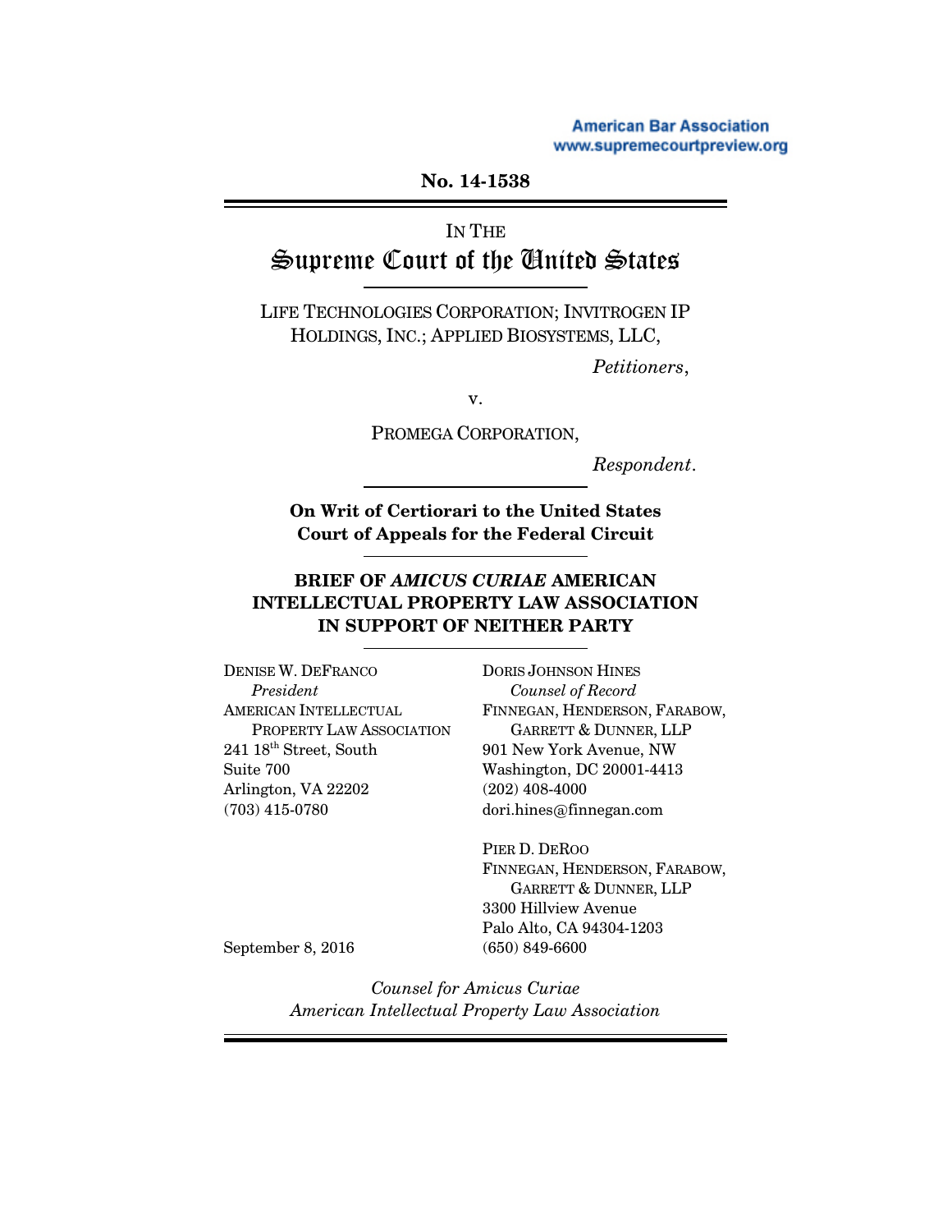American Bar Association
www.supremecourtpreview.org

**No. 14-1538**

IN THE

# Supreme Court of the United States

LIFE TECHNOLOGIES CORPORATION; INVITROGEN IP HOLDINGS, INC.; APPLIED BIOSYSTEMS, LLC,

*Petitioners*,

v.

PROMEGA CORPORATION,

*Respondent*.

**On Writ of Certiorari to the United States Court of Appeals for the Federal Circuit**

**BRIEF OF *AMICUS CURIAE* AMERICAN INTELLECTUAL PROPERTY LAW ASSOCIATION IN SUPPORT OF NEITHER PARTY**

DENISE W. DEFRANCO
*President*
AMERICAN INTELLECTUAL PROPERTY LAW ASSOCIATION
241 18th Street, South
Suite 700
Arlington, VA 22202
(703) 415-0780

DORIS JOHNSON HINES
*Counsel of Record*
FINNEGAN, HENDERSON, FARABOW, GARRETT & DUNNER, LLP
901 New York Avenue, NW
Washington, DC 20001-4413
(202) 408-4000
dori.hines@finnegan.com

PIER D. DEROO
FINNEGAN, HENDERSON, FARABOW, GARRETT & DUNNER, LLP
3300 Hillview Avenue
Palo Alto, CA 94304-1203
(650) 849-6600

September 8, 2016

*Counsel for Amicus Curiae American Intellectual Property Law Association*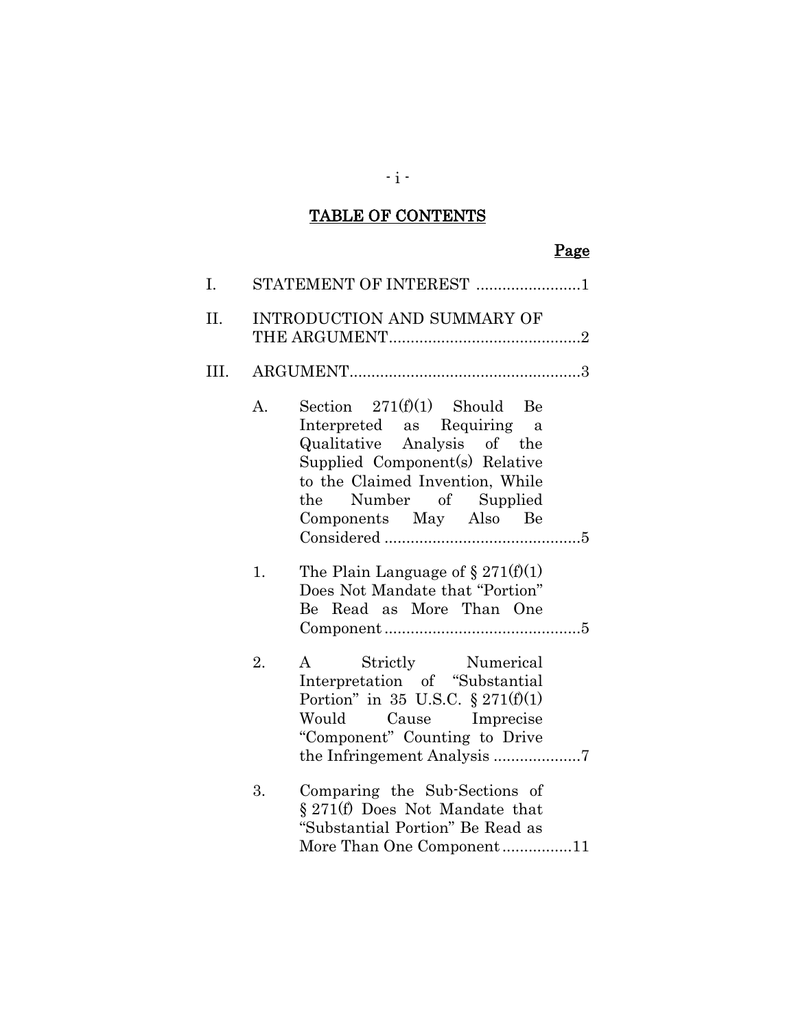# TABLE OF CONTENTS

| | | Page |
|---|---|---|
| I. | STATEMENT OF INTEREST | 1 |
| II. | INTRODUCTION AND SUMMARY OF THE ARGUMENT | 2 |
| III. | ARGUMENT | 3 |
| A. | Section 271(f)(1) Should Be Interpreted as Requiring a Qualitative Analysis of the Supplied Component(s) Relative to the Claimed Invention, While the Number of Supplied Components May Also Be Considered | 5 |
| 1. | The Plain Language of § 271(f)(1) Does Not Mandate that "Portion" Be Read as More Than One Component | 5 |
| 2. | A Strictly Numerical Interpretation of "Substantial Portion" in 35 U.S.C. § 271(f)(1) Would Cause Imprecise "Component" Counting to Drive the Infringement Analysis | 7 |
| 3. | Comparing the Sub-Sections of § 271(f) Does Not Mandate that "Substantial Portion" Be Read as More Than One Component | 11 |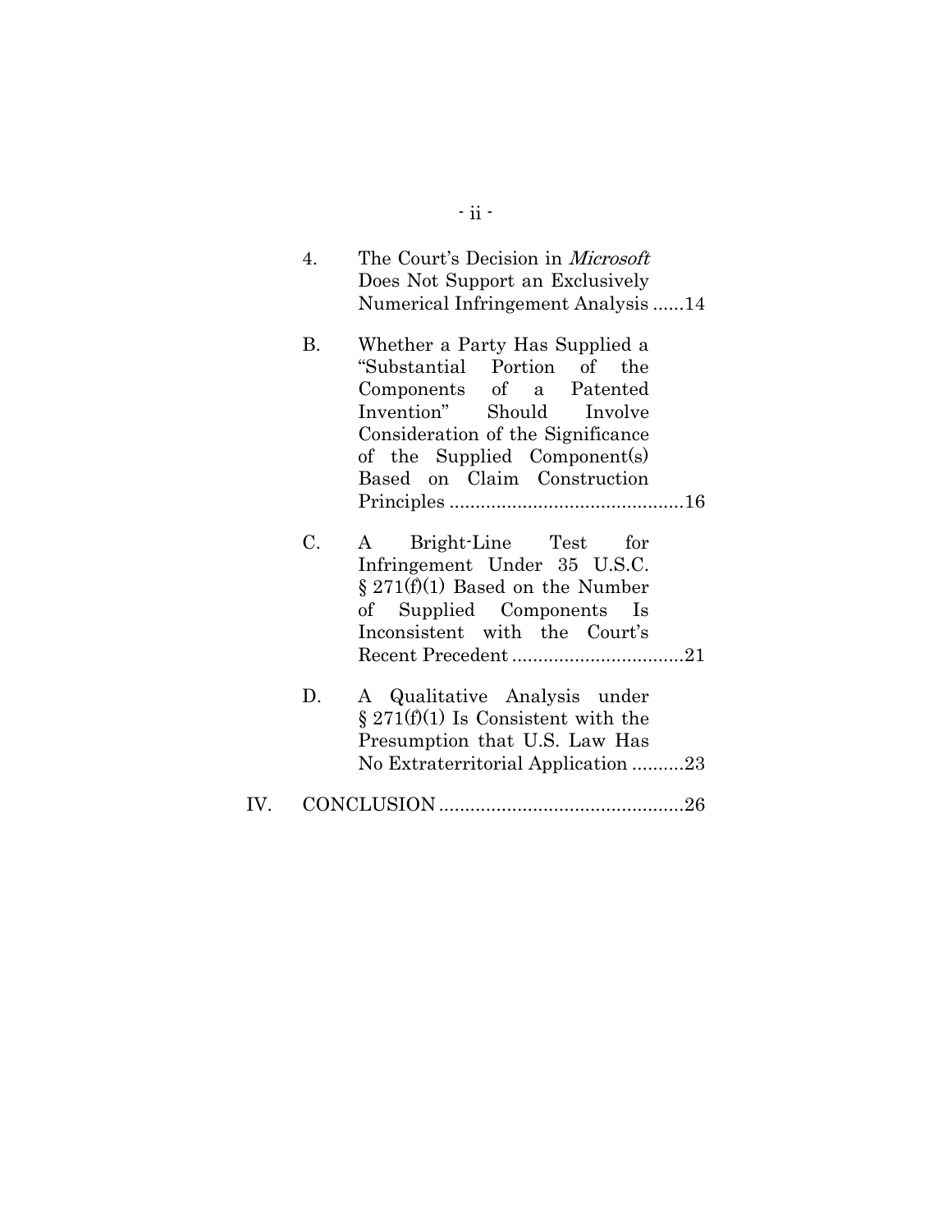4. The Court's Decision in *Microsoft* Does Not Support an Exclusively Numerical Infringement Analysis ......14

B. Whether a Party Has Supplied a "Substantial Portion of the Components of a Patented Invention" Should Involve Consideration of the Significance of the Supplied Component(s) Based on Claim Construction Principles .............................................16

C. A Bright-Line Test for Infringement Under 35 U.S.C. § 271(f)(1) Based on the Number of Supplied Components Is Inconsistent with the Court's Recent Precedent .................................21

D. A Qualitative Analysis under § 271(f)(1) Is Consistent with the Presumption that U.S. Law Has No Extraterritorial Application ..........23

IV. CONCLUSION ...............................................26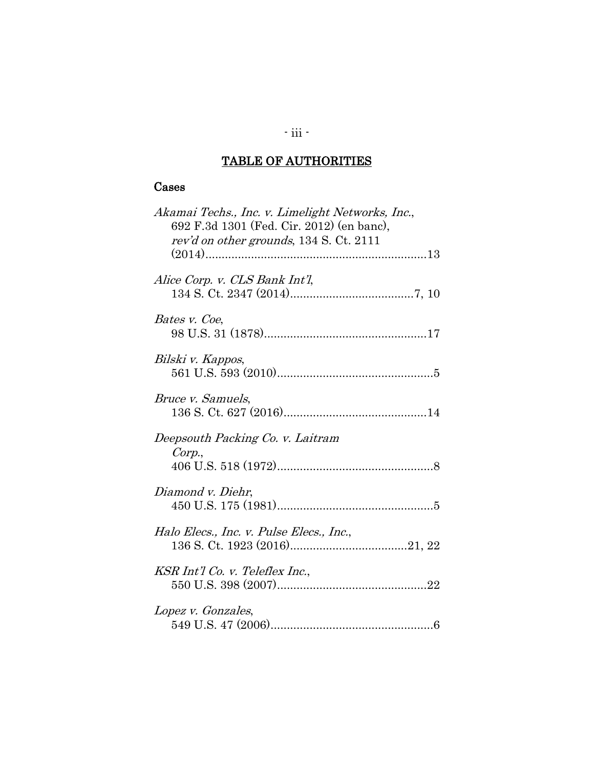## TABLE OF AUTHORITIES

### Cases

*Akamai Techs., Inc. v. Limelight Networks, Inc.*, 692 F.3d 1301 (Fed. Cir. 2012) (en banc), *rev'd on other grounds*, 134 S. Ct. 2111 (2014)....................................................................13

*Alice Corp. v. CLS Bank Int'l*, 134 S. Ct. 2347 (2014)......................................7, 10

*Bates v. Coe*, 98 U.S. 31 (1878)..................................................17

*Bilski v. Kappos*, 561 U.S. 593 (2010)................................................5

*Bruce v. Samuels*, 136 S. Ct. 627 (2016)............................................14

*Deepsouth Packing Co. v. Laitram Corp.*, 406 U.S. 518 (1972)................................................8

*Diamond v. Diehr*, 450 U.S. 175 (1981)................................................5

*Halo Elecs., Inc. v. Pulse Elecs., Inc.*, 136 S. Ct. 1923 (2016)....................................21, 22

*KSR Int'l Co. v. Teleflex Inc.*, 550 U.S. 398 (2007)..............................................22

*Lopez v. Gonzales*, 549 U.S. 47 (2006)..................................................6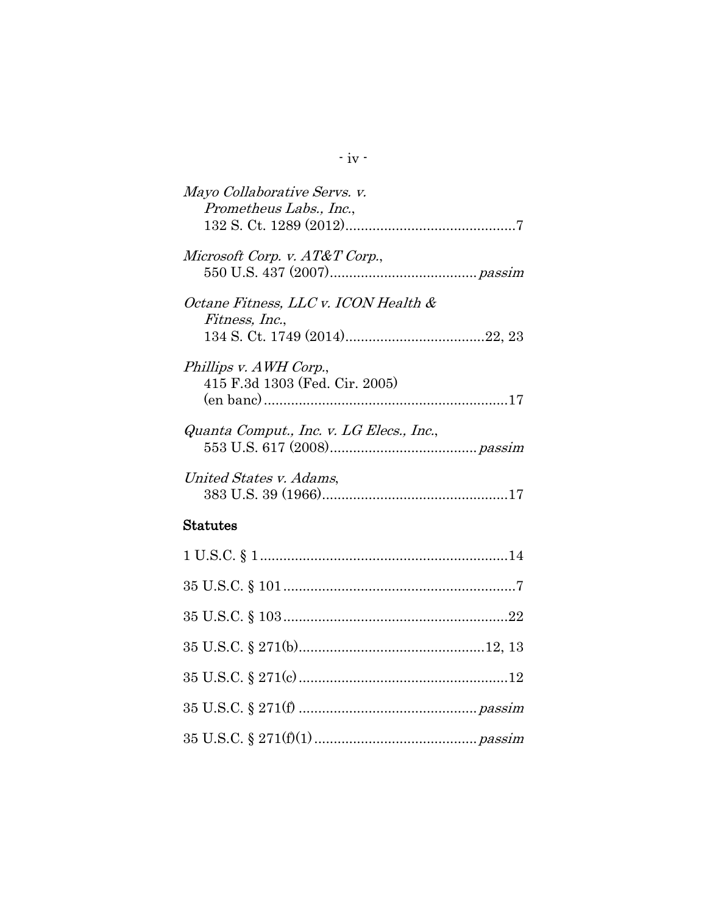*Mayo Collaborative Servs. v. Prometheus Labs., Inc.*,
132 S. Ct. 1289 (2012)............................................7

*Microsoft Corp. v. AT&T Corp.*,
550 U.S. 437 (2007).....................................*passim*

*Octane Fitness, LLC v. ICON Health & Fitness, Inc.*,
134 S. Ct. 1749 (2014)....................................22, 23

*Phillips v. AWH Corp.*,
415 F.3d 1303 (Fed. Cir. 2005)
(en banc)...............................................................17

*Quanta Comput., Inc. v. LG Elecs., Inc.*,
553 U.S. 617 (2008).....................................*passim*

*United States v. Adams*,
383 U.S. 39 (1966)................................................17

**Statutes**

1 U.S.C. § 1................................................................14

35 U.S.C. § 101............................................................7

35 U.S.C. § 103..........................................................22

35 U.S.C. § 271(b)................................................12, 13

35 U.S.C. § 271(c)......................................................12

35 U.S.C. § 271(f) .............................................*passim*

35 U.S.C. § 271(f)(1).........................................*passim*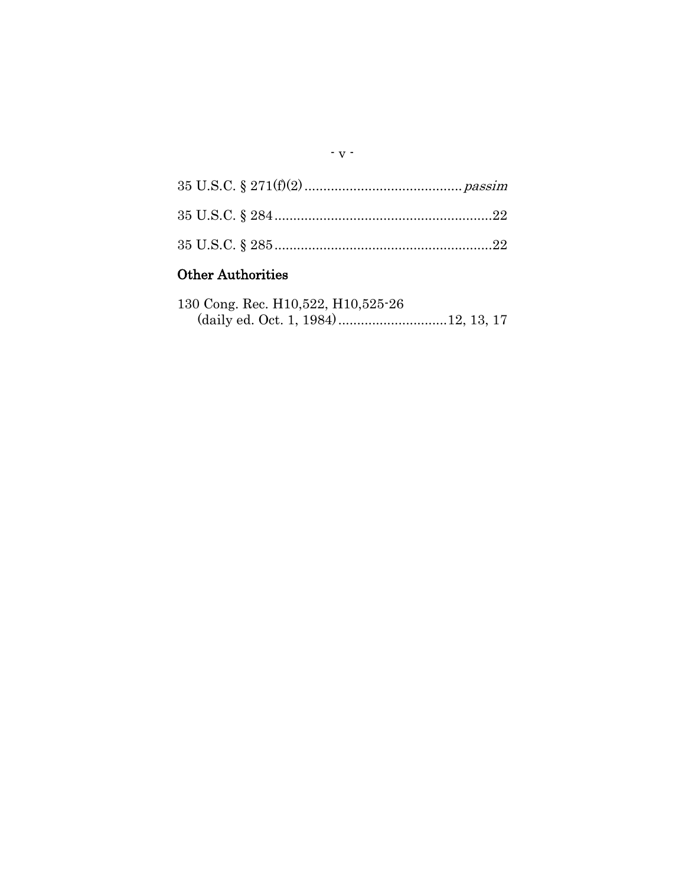35 U.S.C. § 271(f)(2) ........................................... *passim*

35 U.S.C. § 284 ............................................................22

35 U.S.C. § 285 ............................................................22

## Other Authorities

130 Cong. Rec. H10,522, H10,525-26
(daily ed. Oct. 1, 1984) .............................12, 13, 17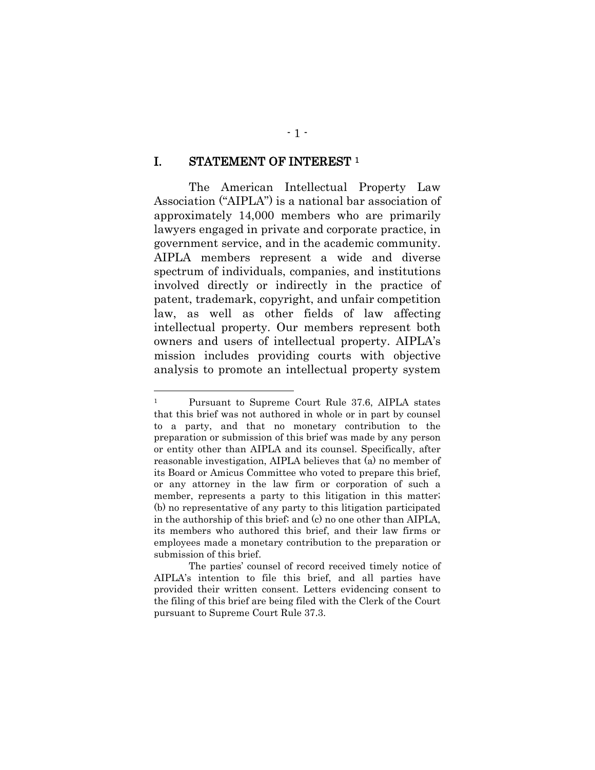## I. STATEMENT OF INTEREST [1]

The American Intellectual Property Law Association ("AIPLA") is a national bar association of approximately 14,000 members who are primarily lawyers engaged in private and corporate practice, in government service, and in the academic community. AIPLA members represent a wide and diverse spectrum of individuals, companies, and institutions involved directly or indirectly in the practice of patent, trademark, copyright, and unfair competition law, as well as other fields of law affecting intellectual property. Our members represent both owners and users of intellectual property. AIPLA's mission includes providing courts with objective analysis to promote an intellectual property system

---

[1] Pursuant to Supreme Court Rule 37.6, AIPLA states that this brief was not authored in whole or in part by counsel to a party, and that no monetary contribution to the preparation or submission of this brief was made by any person or entity other than AIPLA and its counsel. Specifically, after reasonable investigation, AIPLA believes that (a) no member of its Board or Amicus Committee who voted to prepare this brief, or any attorney in the law firm or corporation of such a member, represents a party to this litigation in this matter; (b) no representative of any party to this litigation participated in the authorship of this brief; and (c) no one other than AIPLA, its members who authored this brief, and their law firms or employees made a monetary contribution to the preparation or submission of this brief.

The parties' counsel of record received timely notice of AIPLA's intention to file this brief, and all parties have provided their written consent. Letters evidencing consent to the filing of this brief are being filed with the Clerk of the Court pursuant to Supreme Court Rule 37.3.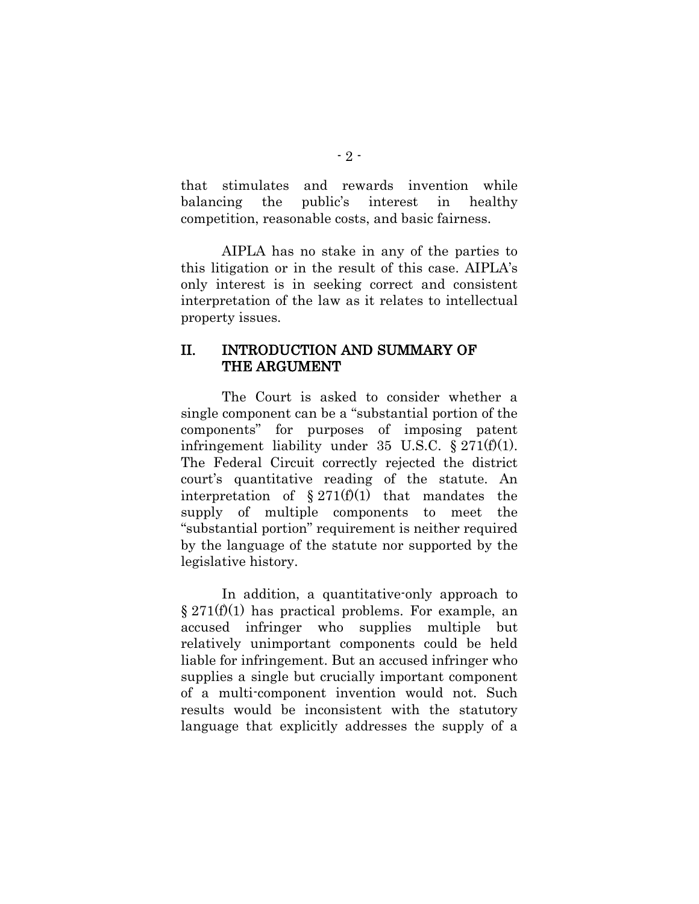that stimulates and rewards invention while balancing the public's interest in healthy competition, reasonable costs, and basic fairness.

AIPLA has no stake in any of the parties to this litigation or in the result of this case. AIPLA's only interest is in seeking correct and consistent interpretation of the law as it relates to intellectual property issues.

## II. INTRODUCTION AND SUMMARY OF THE ARGUMENT

The Court is asked to consider whether a single component can be a "substantial portion of the components" for purposes of imposing patent infringement liability under 35 U.S.C. § 271(f)(1). The Federal Circuit correctly rejected the district court's quantitative reading of the statute. An interpretation of § 271(f)(1) that mandates the supply of multiple components to meet the "substantial portion" requirement is neither required by the language of the statute nor supported by the legislative history.

In addition, a quantitative-only approach to § 271(f)(1) has practical problems. For example, an accused infringer who supplies multiple but relatively unimportant components could be held liable for infringement. But an accused infringer who supplies a single but crucially important component of a multi-component invention would not. Such results would be inconsistent with the statutory language that explicitly addresses the supply of a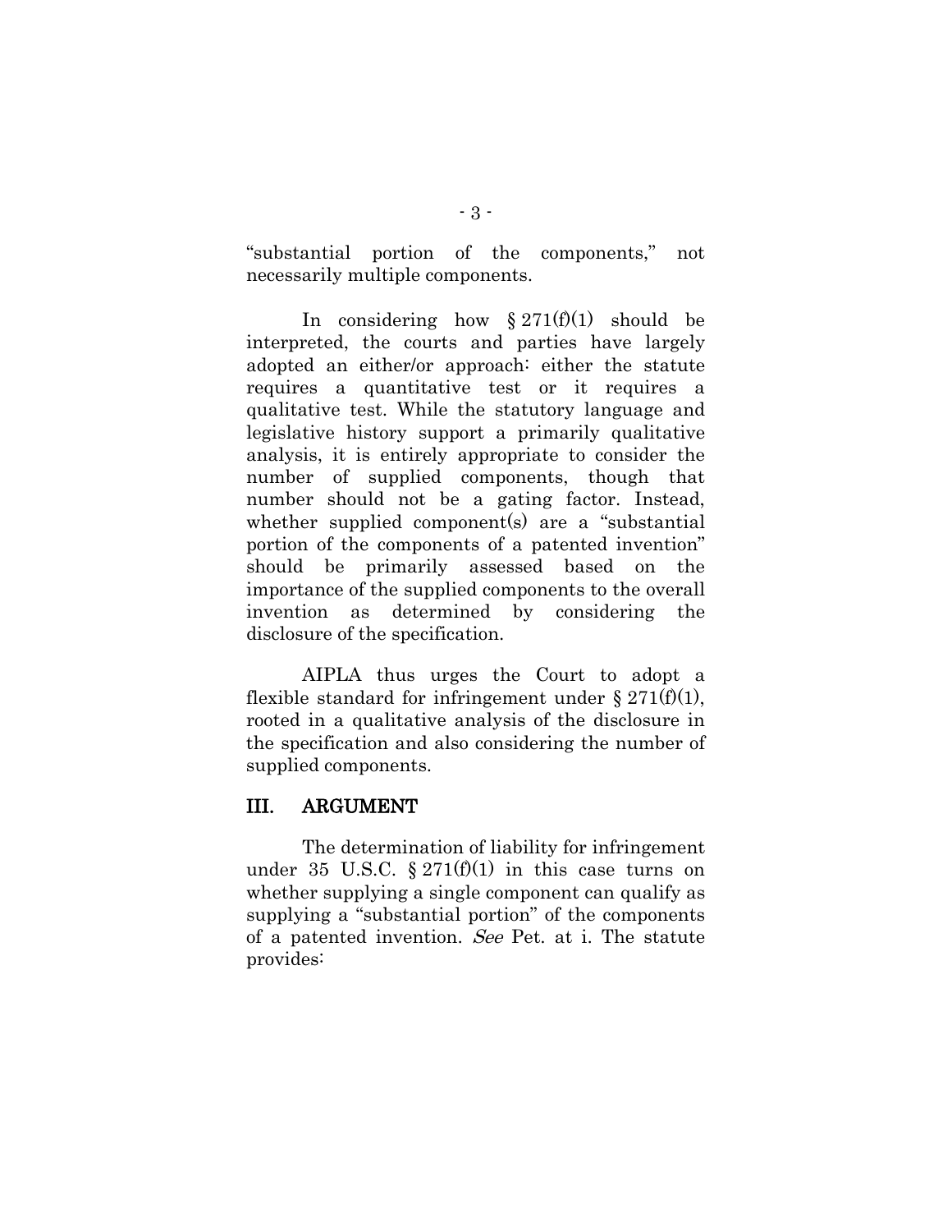"substantial portion of the components," not necessarily multiple components.

In considering how § 271(f)(1) should be interpreted, the courts and parties have largely adopted an either/or approach: either the statute requires a quantitative test or it requires a qualitative test. While the statutory language and legislative history support a primarily qualitative analysis, it is entirely appropriate to consider the number of supplied components, though that number should not be a gating factor. Instead, whether supplied component(s) are a "substantial portion of the components of a patented invention" should be primarily assessed based on the importance of the supplied components to the overall invention as determined by considering the disclosure of the specification.

AIPLA thus urges the Court to adopt a flexible standard for infringement under § 271(f)(1), rooted in a qualitative analysis of the disclosure in the specification and also considering the number of supplied components.

## III. ARGUMENT

The determination of liability for infringement under 35 U.S.C. § 271(f)(1) in this case turns on whether supplying a single component can qualify as supplying a "substantial portion" of the components of a patented invention. *See* Pet. at i. The statute provides: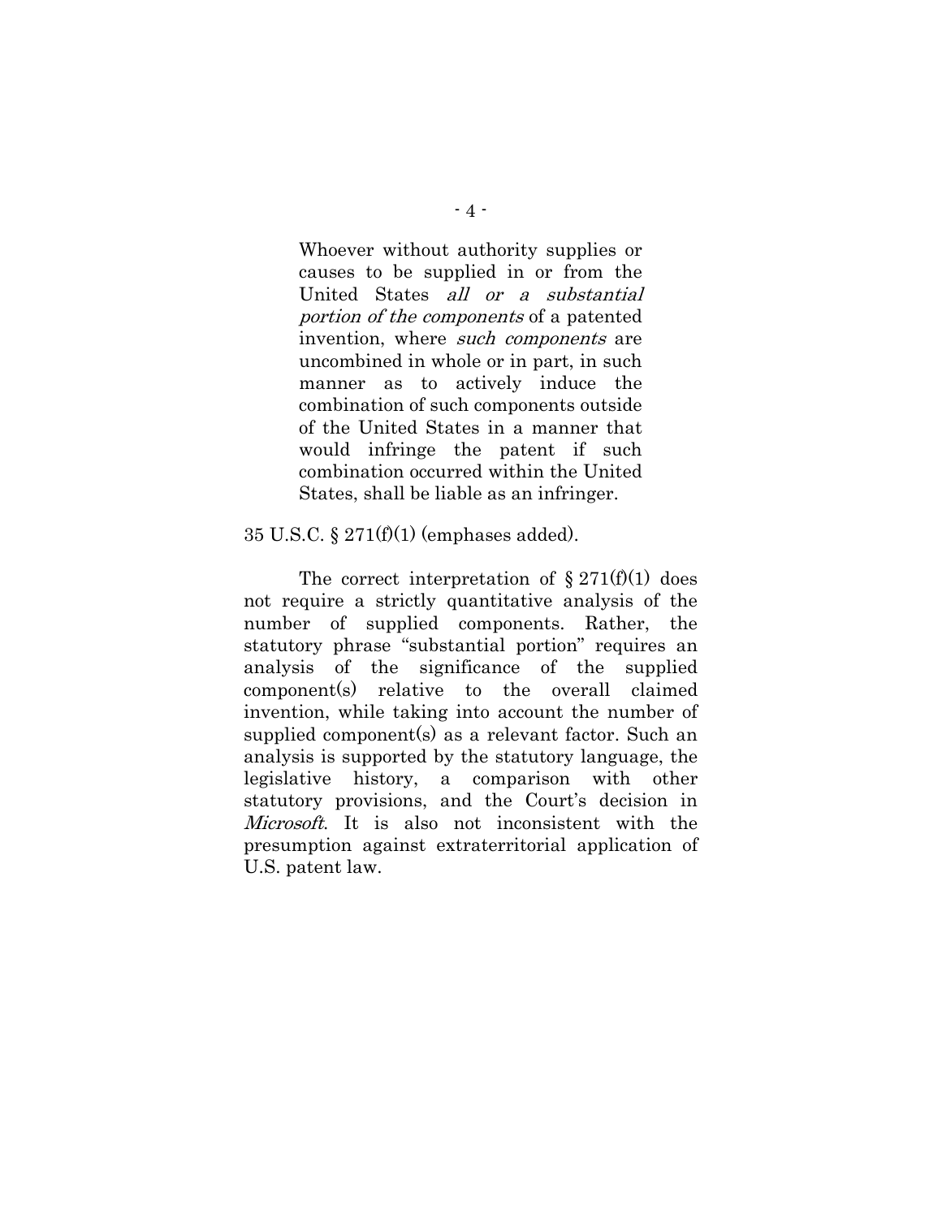> Whoever without authority supplies or causes to be supplied in or from the United States *all or a substantial portion of the components* of a patented invention, where *such components* are uncombined in whole or in part, in such manner as to actively induce the combination of such components outside of the United States in a manner that would infringe the patent if such combination occurred within the United States, shall be liable as an infringer.

35 U.S.C. § 271(f)(1) (emphases added).

The correct interpretation of § 271(f)(1) does not require a strictly quantitative analysis of the number of supplied components. Rather, the statutory phrase "substantial portion" requires an analysis of the significance of the supplied component(s) relative to the overall claimed invention, while taking into account the number of supplied component(s) as a relevant factor. Such an analysis is supported by the statutory language, the legislative history, a comparison with other statutory provisions, and the Court's decision in *Microsoft*. It is also not inconsistent with the presumption against extraterritorial application of U.S. patent law.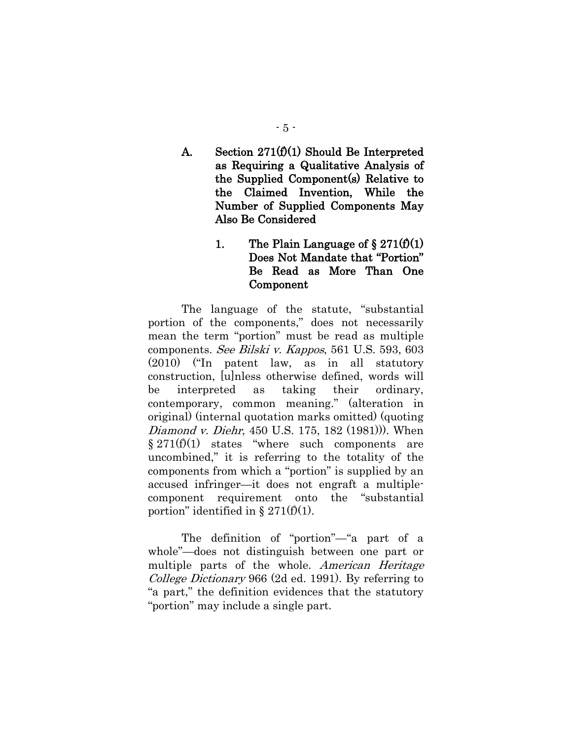### A. Section 271(f)(1) Should Be Interpreted as Requiring a Qualitative Analysis of the Supplied Component(s) Relative to the Claimed Invention, While the Number of Supplied Components May Also Be Considered

#### 1. The Plain Language of § 271(f)(1) Does Not Mandate that "Portion" Be Read as More Than One Component

The language of the statute, "substantial portion of the components," does not necessarily mean the term "portion" must be read as multiple components. *See Bilski v. Kappos*, 561 U.S. 593, 603 (2010) ("In patent law, as in all statutory construction, [u]nless otherwise defined, words will be interpreted as taking their ordinary, contemporary, common meaning." (alteration in original) (internal quotation marks omitted) (quoting *Diamond v. Diehr*, 450 U.S. 175, 182 (1981))). When § 271(f)(1) states "where such components are uncombined," it is referring to the totality of the components from which a "portion" is supplied by an accused infringer—it does not engraft a multiple-component requirement onto the "substantial portion" identified in § 271(f)(1).

The definition of "portion"—"a part of a whole"—does not distinguish between one part or multiple parts of the whole. *American Heritage College Dictionary* 966 (2d ed. 1991). By referring to "a part," the definition evidences that the statutory "portion" may include a single part.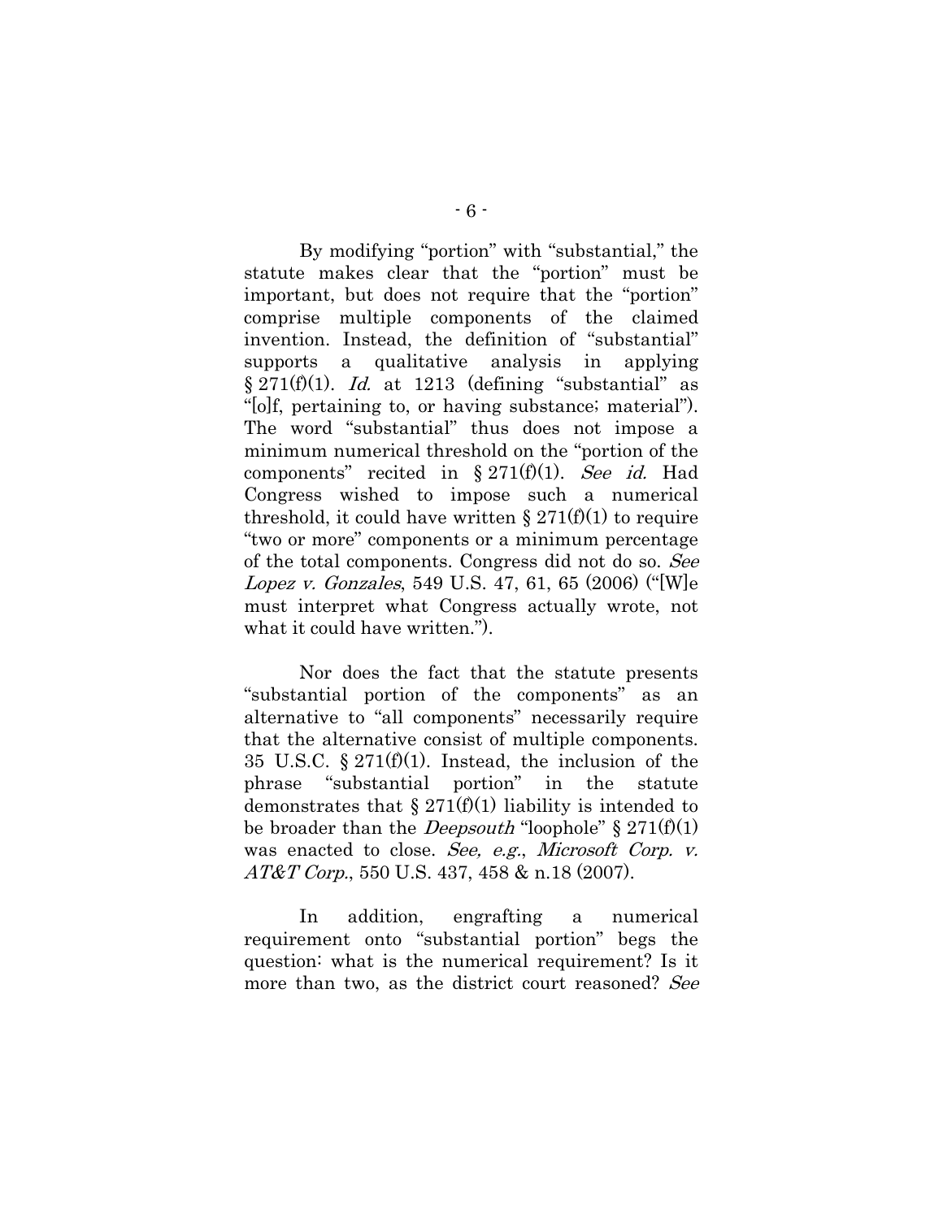By modifying "portion" with "substantial," the statute makes clear that the "portion" must be important, but does not require that the "portion" comprise multiple components of the claimed invention. Instead, the definition of "substantial" supports a qualitative analysis in applying § 271(f)(1). *Id.* at 1213 (defining "substantial" as "[o]f, pertaining to, or having substance; material"). The word "substantial" thus does not impose a minimum numerical threshold on the "portion of the components" recited in § 271(f)(1). *See id.* Had Congress wished to impose such a numerical threshold, it could have written § 271(f)(1) to require "two or more" components or a minimum percentage of the total components. Congress did not do so. *See Lopez v. Gonzales*, 549 U.S. 47, 61, 65 (2006) ("[W]e must interpret what Congress actually wrote, not what it could have written.").

Nor does the fact that the statute presents "substantial portion of the components" as an alternative to "all components" necessarily require that the alternative consist of multiple components. 35 U.S.C. § 271(f)(1). Instead, the inclusion of the phrase "substantial portion" in the statute demonstrates that § 271(f)(1) liability is intended to be broader than the *Deepsouth* "loophole" § 271(f)(1) was enacted to close. *See, e.g.*, *Microsoft Corp. v. AT&T Corp.*, 550 U.S. 437, 458 & n.18 (2007).

In addition, engrafting a numerical requirement onto "substantial portion" begs the question: what is the numerical requirement? Is it more than two, as the district court reasoned? *See*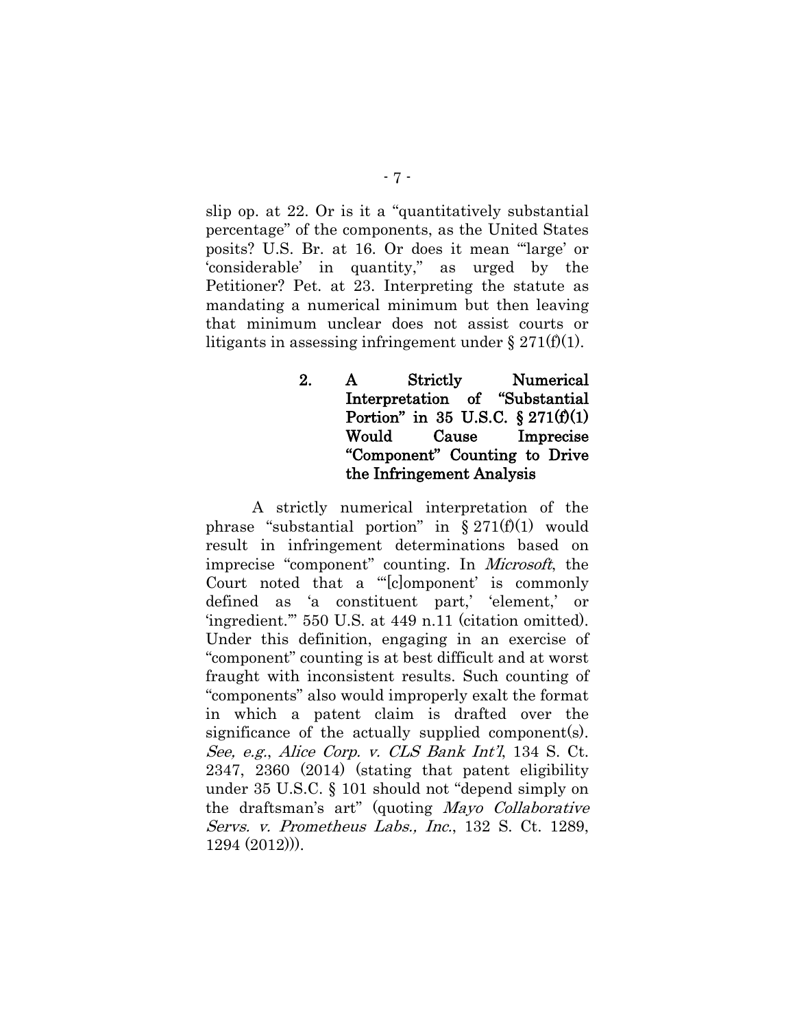slip op. at 22. Or is it a "quantitatively substantial percentage" of the components, as the United States posits? U.S. Br. at 16. Or does it mean "'large' or 'considerable' in quantity," as urged by the Petitioner? Pet. at 23. Interpreting the statute as mandating a numerical minimum but then leaving that minimum unclear does not assist courts or litigants in assessing infringement under § 271(f)(1).

### 2. A Strictly Numerical Interpretation of "Substantial Portion" in 35 U.S.C. § 271(f)(1) Would Cause Imprecise "Component" Counting to Drive the Infringement Analysis

A strictly numerical interpretation of the phrase "substantial portion" in § 271(f)(1) would result in infringement determinations based on imprecise "component" counting. In *Microsoft*, the Court noted that a "'[c]omponent' is commonly defined as 'a constituent part,' 'element,' or 'ingredient.'" 550 U.S. at 449 n.11 (citation omitted). Under this definition, engaging in an exercise of "component" counting is at best difficult and at worst fraught with inconsistent results. Such counting of "components" also would improperly exalt the format in which a patent claim is drafted over the significance of the actually supplied component(s). *See, e.g.*, *Alice Corp. v. CLS Bank Int'l*, 134 S. Ct. 2347, 2360 (2014) (stating that patent eligibility under 35 U.S.C. § 101 should not "depend simply on the draftsman's art" (quoting *Mayo Collaborative Servs. v. Prometheus Labs., Inc.*, 132 S. Ct. 1289, 1294 (2012))).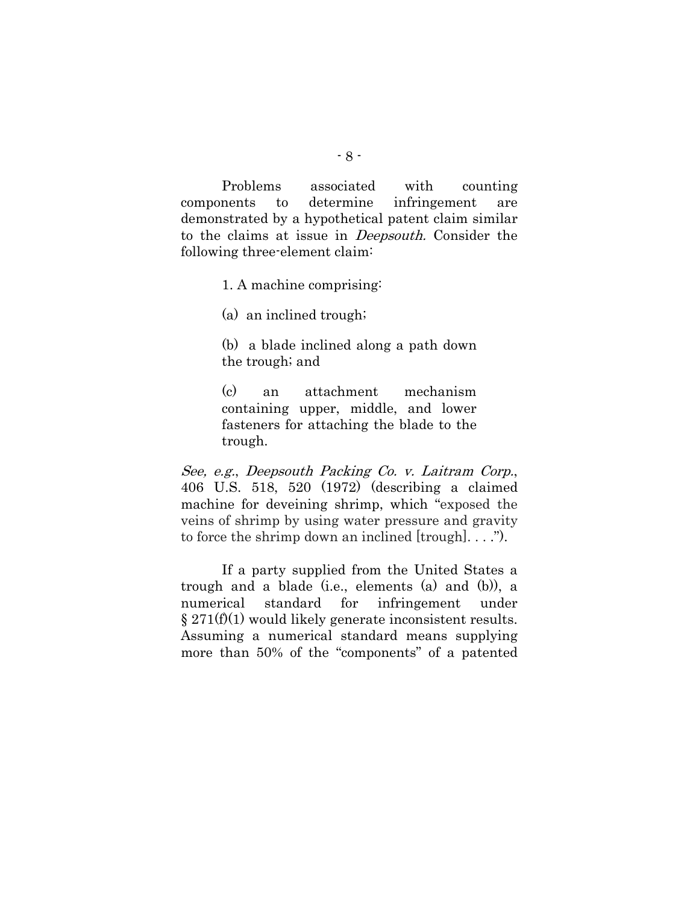Problems associated with counting components to determine infringement are demonstrated by a hypothetical patent claim similar to the claims at issue in *Deepsouth.* Consider the following three-element claim:

> 1. A machine comprising:
>
> (a) an inclined trough;
>
> (b) a blade inclined along a path down the trough; and
>
> (c) an attachment mechanism containing upper, middle, and lower fasteners for attaching the blade to the trough.

*See, e.g.*, *Deepsouth Packing Co. v. Laitram Corp.*, 406 U.S. 518, 520 (1972) (describing a claimed machine for deveining shrimp, which "exposed the veins of shrimp by using water pressure and gravity to force the shrimp down an inclined [trough]. . . .").

If a party supplied from the United States a trough and a blade (i.e., elements (a) and (b)), a numerical standard for infringement under § 271(f)(1) would likely generate inconsistent results. Assuming a numerical standard means supplying more than 50% of the "components" of a patented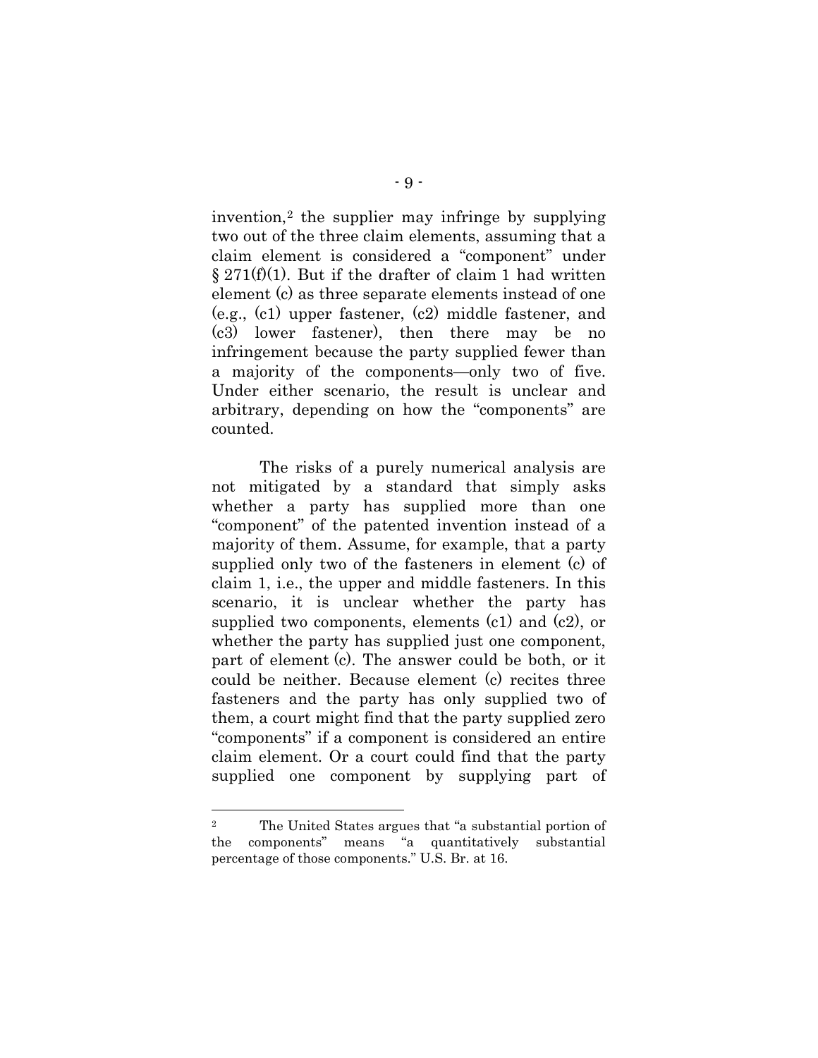invention,[2] the supplier may infringe by supplying two out of the three claim elements, assuming that a claim element is considered a "component" under § 271(f)(1). But if the drafter of claim 1 had written element (c) as three separate elements instead of one (e.g., (c1) upper fastener, (c2) middle fastener, and (c3) lower fastener), then there may be no infringement because the party supplied fewer than a majority of the components—only two of five. Under either scenario, the result is unclear and arbitrary, depending on how the "components" are counted.

The risks of a purely numerical analysis are not mitigated by a standard that simply asks whether a party has supplied more than one "component" of the patented invention instead of a majority of them. Assume, for example, that a party supplied only two of the fasteners in element (c) of claim 1, i.e., the upper and middle fasteners. In this scenario, it is unclear whether the party has supplied two components, elements (c1) and (c2), or whether the party has supplied just one component, part of element (c). The answer could be both, or it could be neither. Because element (c) recites three fasteners and the party has only supplied two of them, a court might find that the party supplied zero "components" if a component is considered an entire claim element. Or a court could find that the party supplied one component by supplying part of

---

[2] The United States argues that "a substantial portion of the components" means "a quantitatively substantial percentage of those components." U.S. Br. at 16.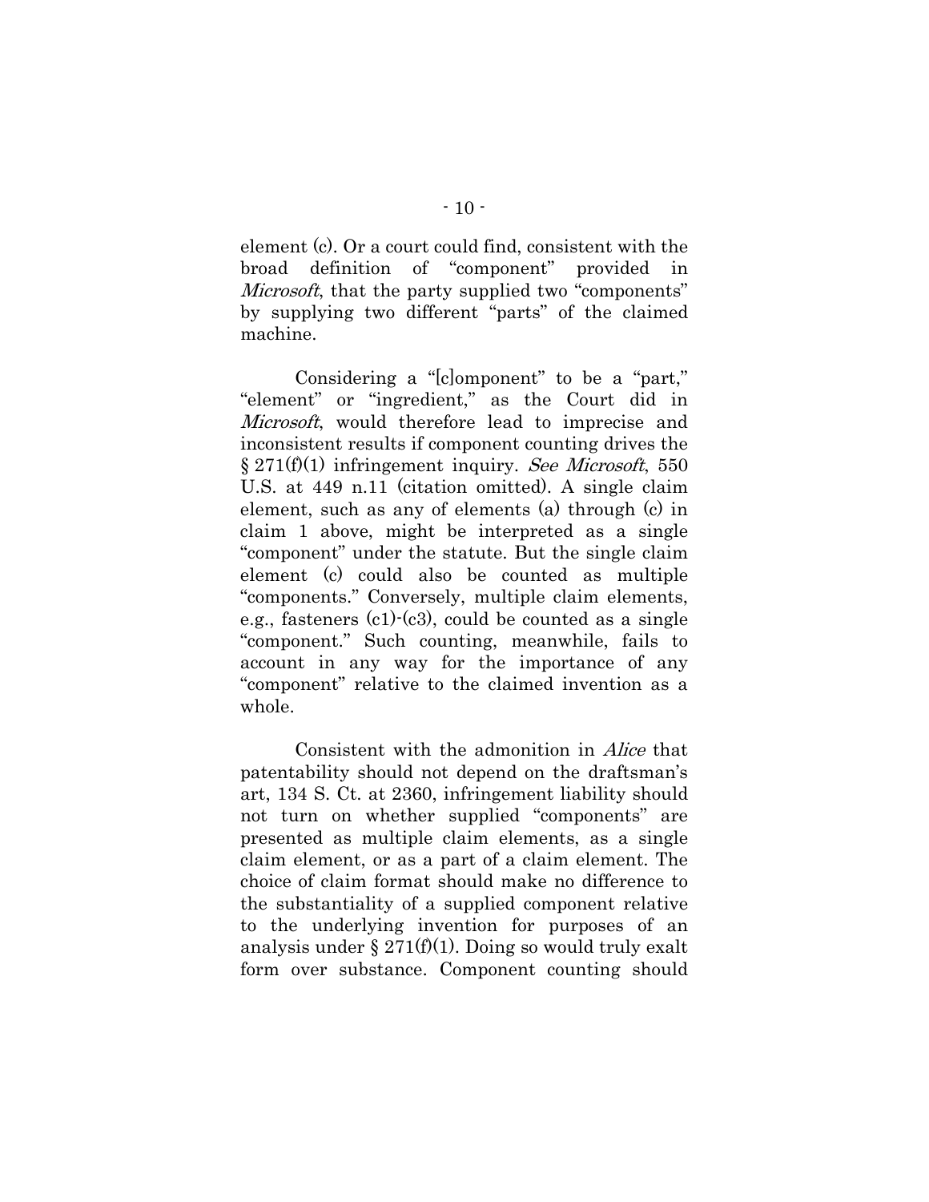element (c). Or a court could find, consistent with the broad definition of "component" provided in *Microsoft*, that the party supplied two "components" by supplying two different "parts" of the claimed machine.

Considering a "[c]omponent" to be a "part," "element" or "ingredient," as the Court did in *Microsoft*, would therefore lead to imprecise and inconsistent results if component counting drives the § 271(f)(1) infringement inquiry. *See Microsoft*, 550 U.S. at 449 n.11 (citation omitted). A single claim element, such as any of elements (a) through (c) in claim 1 above, might be interpreted as a single "component" under the statute. But the single claim element (c) could also be counted as multiple "components." Conversely, multiple claim elements, e.g., fasteners (c1)-(c3), could be counted as a single "component." Such counting, meanwhile, fails to account in any way for the importance of any "component" relative to the claimed invention as a whole.

Consistent with the admonition in *Alice* that patentability should not depend on the draftsman's art, 134 S. Ct. at 2360, infringement liability should not turn on whether supplied "components" are presented as multiple claim elements, as a single claim element, or as a part of a claim element. The choice of claim format should make no difference to the substantiality of a supplied component relative to the underlying invention for purposes of an analysis under § 271(f)(1). Doing so would truly exalt form over substance. Component counting should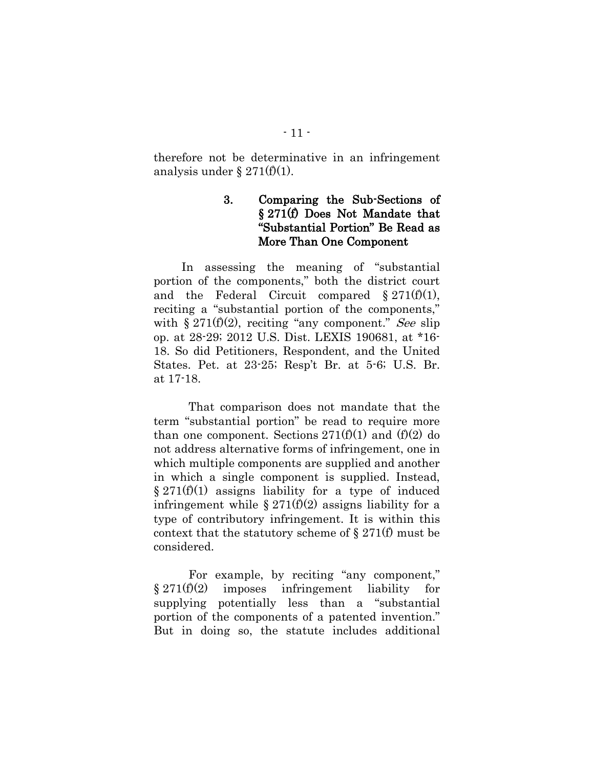therefore not be determinative in an infringement analysis under § 271(f)(1).

### 3. Comparing the Sub-Sections of § 271(f) Does Not Mandate that "Substantial Portion" Be Read as More Than One Component

In assessing the meaning of "substantial portion of the components," both the district court and the Federal Circuit compared § 271(f)(1), reciting a "substantial portion of the components," with § 271(f)(2), reciting "any component." *See* slip op. at 28-29; 2012 U.S. Dist. LEXIS 190681, at *16-18. So did Petitioners, Respondent, and the United States. Pet. at 23-25; Resp't Br. at 5-6; U.S. Br. at 17-18.

That comparison does not mandate that the term "substantial portion" be read to require more than one component. Sections 271(f)(1) and (f)(2) do not address alternative forms of infringement, one in which multiple components are supplied and another in which a single component is supplied. Instead, § 271(f)(1) assigns liability for a type of induced infringement while § 271(f)(2) assigns liability for a type of contributory infringement. It is within this context that the statutory scheme of § 271(f) must be considered.

For example, by reciting "any component," § 271(f)(2) imposes infringement liability for supplying potentially less than a "substantial portion of the components of a patented invention." But in doing so, the statute includes additional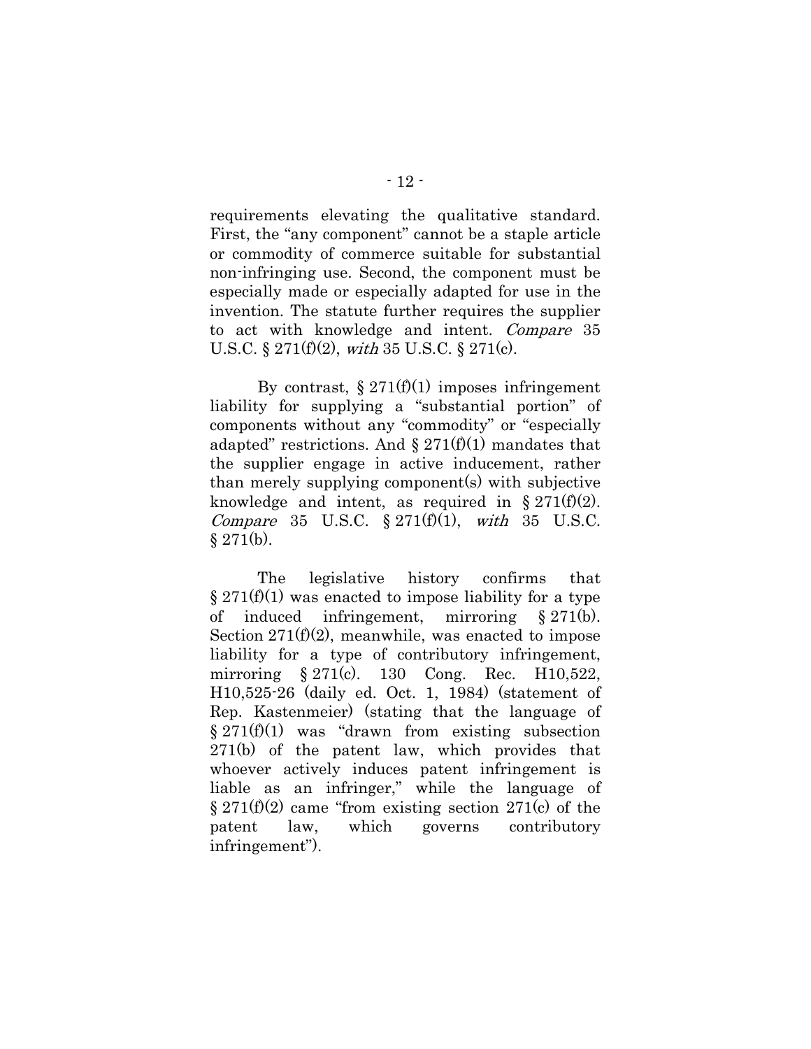requirements elevating the qualitative standard. First, the "any component" cannot be a staple article or commodity of commerce suitable for substantial non-infringing use. Second, the component must be especially made or especially adapted for use in the invention. The statute further requires the supplier to act with knowledge and intent. *Compare* 35 U.S.C. § 271(f)(2), *with* 35 U.S.C. § 271(c).

By contrast, § 271(f)(1) imposes infringement liability for supplying a "substantial portion" of components without any "commodity" or "especially adapted" restrictions. And § 271(f)(1) mandates that the supplier engage in active inducement, rather than merely supplying component(s) with subjective knowledge and intent, as required in § 271(f)(2). *Compare* 35 U.S.C. § 271(f)(1), *with* 35 U.S.C. § 271(b).

The legislative history confirms that § 271(f)(1) was enacted to impose liability for a type of induced infringement, mirroring § 271(b). Section 271(f)(2), meanwhile, was enacted to impose liability for a type of contributory infringement, mirroring § 271(c). 130 Cong. Rec. H10,522, H10,525-26 (daily ed. Oct. 1, 1984) (statement of Rep. Kastenmeier) (stating that the language of § 271(f)(1) was "drawn from existing subsection 271(b) of the patent law, which provides that whoever actively induces patent infringement is liable as an infringer," while the language of § 271(f)(2) came "from existing section 271(c) of the patent law, which governs contributory infringement").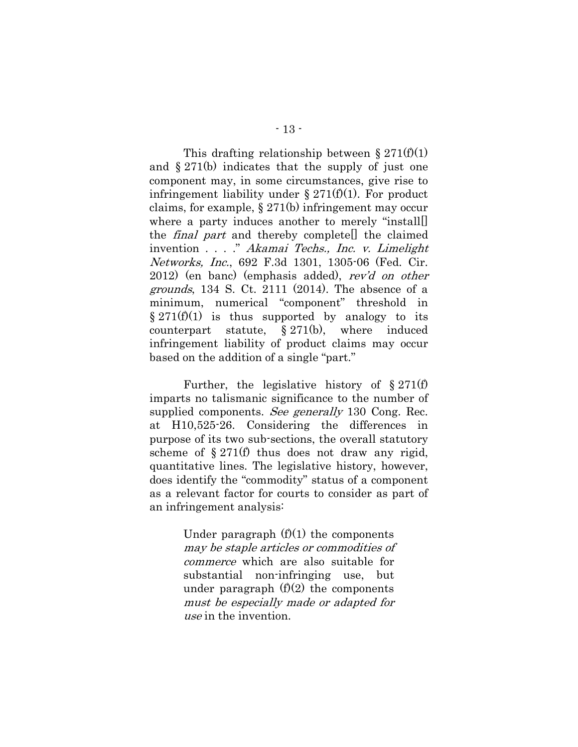This drafting relationship between § 271(f)(1) and § 271(b) indicates that the supply of just one component may, in some circumstances, give rise to infringement liability under § 271(f)(1). For product claims, for example, § 271(b) infringement may occur where a party induces another to merely "install[] the *final part* and thereby complete[] the claimed invention . . . ." *Akamai Techs., Inc. v. Limelight Networks, Inc.*, 692 F.3d 1301, 1305-06 (Fed. Cir. 2012) (en banc) (emphasis added), *rev'd on other grounds*, 134 S. Ct. 2111 (2014). The absence of a minimum, numerical "component" threshold in § 271(f)(1) is thus supported by analogy to its counterpart statute, § 271(b), where induced infringement liability of product claims may occur based on the addition of a single "part."

Further, the legislative history of § 271(f) imparts no talismanic significance to the number of supplied components. *See generally* 130 Cong. Rec. at H10,525-26. Considering the differences in purpose of its two sub-sections, the overall statutory scheme of § 271(f) thus does not draw any rigid, quantitative lines. The legislative history, however, does identify the "commodity" status of a component as a relevant factor for courts to consider as part of an infringement analysis:

> Under paragraph (f)(1) the components *may be staple articles or commodities of commerce* which are also suitable for substantial non-infringing use, but under paragraph (f)(2) the components *must be especially made or adapted for use* in the invention.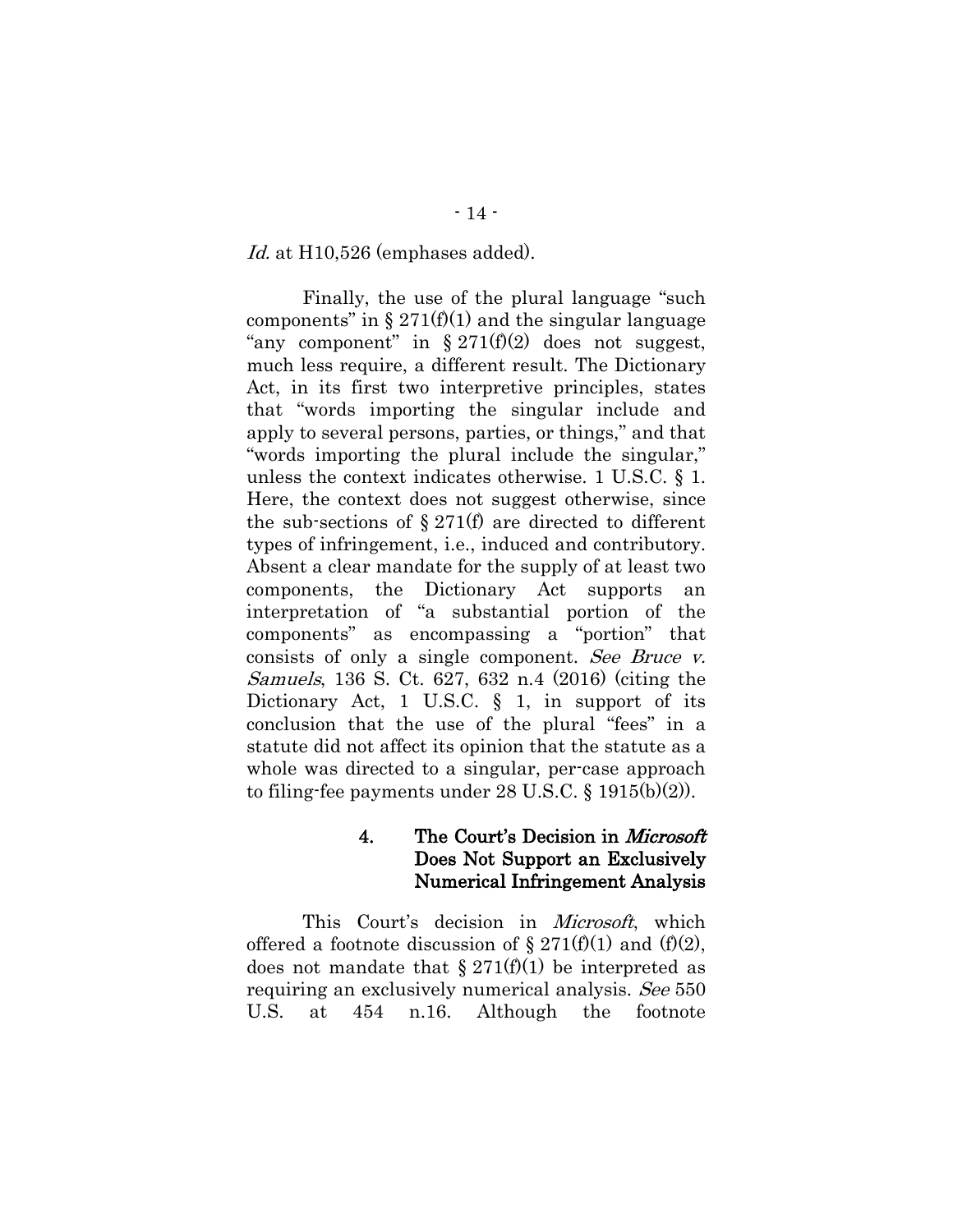*Id.* at H10,526 (emphases added).

Finally, the use of the plural language "such components" in § 271(f)(1) and the singular language "any component" in § 271(f)(2) does not suggest, much less require, a different result. The Dictionary Act, in its first two interpretive principles, states that "words importing the singular include and apply to several persons, parties, or things," and that "words importing the plural include the singular," unless the context indicates otherwise. 1 U.S.C. § 1. Here, the context does not suggest otherwise, since the sub-sections of § 271(f) are directed to different types of infringement, i.e., induced and contributory. Absent a clear mandate for the supply of at least two components, the Dictionary Act supports an interpretation of "a substantial portion of the components" as encompassing a "portion" that consists of only a single component. *See Bruce v. Samuels*, 136 S. Ct. 627, 632 n.4 (2016) (citing the Dictionary Act, 1 U.S.C. § 1, in support of its conclusion that the use of the plural "fees" in a statute did not affect its opinion that the statute as a whole was directed to a singular, per-case approach to filing-fee payments under 28 U.S.C. § 1915(b)(2)).

#### 4. The Court's Decision in *Microsoft* Does Not Support an Exclusively Numerical Infringement Analysis

This Court's decision in *Microsoft*, which offered a footnote discussion of § 271(f)(1) and (f)(2), does not mandate that § 271(f)(1) be interpreted as requiring an exclusively numerical analysis. *See* 550 U.S. at 454 n.16. Although the footnote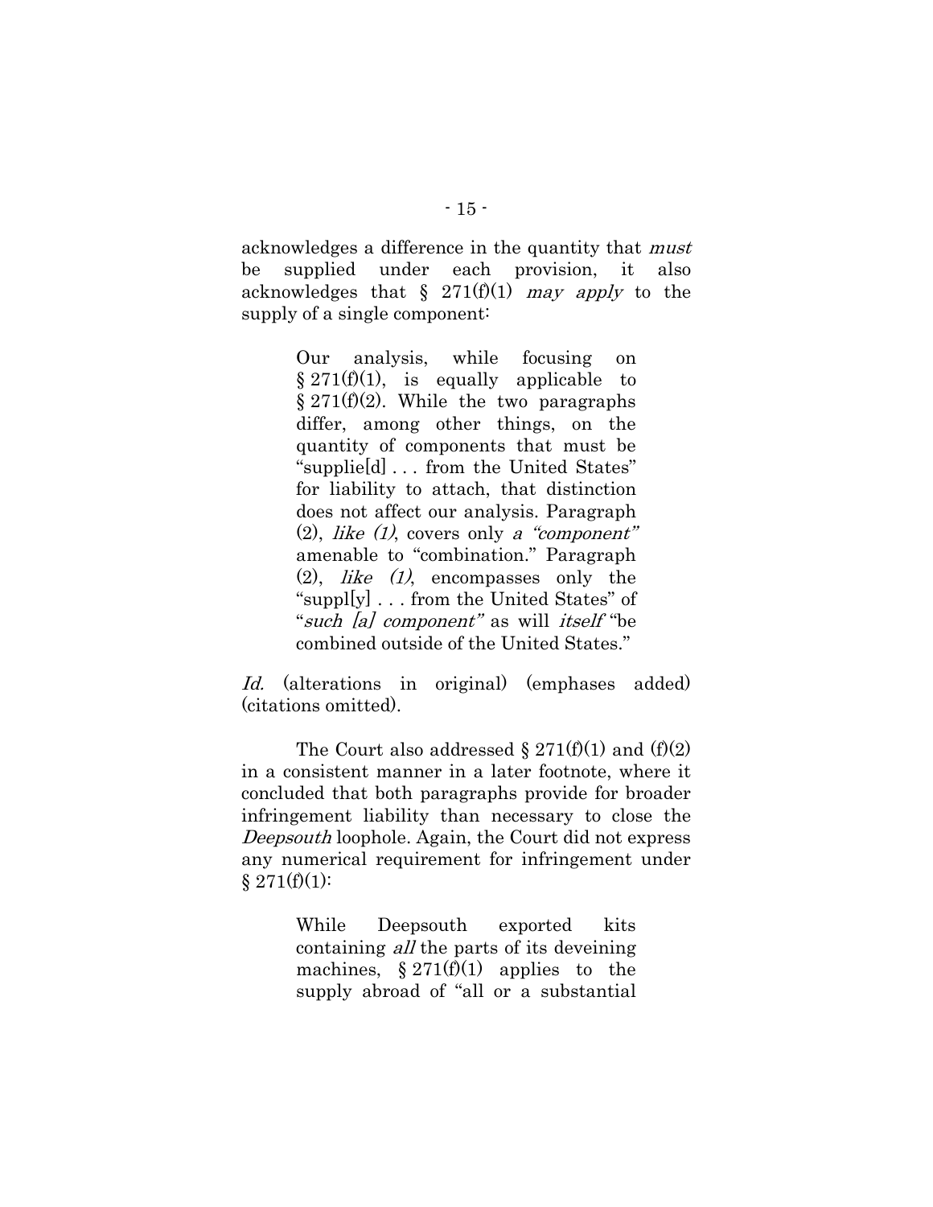acknowledges a difference in the quantity that *must* be supplied under each provision, it also acknowledges that § 271(f)(1) *may apply* to the supply of a single component:

> Our analysis, while focusing on § 271(f)(1), is equally applicable to § 271(f)(2). While the two paragraphs differ, among other things, on the quantity of components that must be "supplie[d] . . . from the United States" for liability to attach, that distinction does not affect our analysis. Paragraph (2), *like (1)*, covers only *a "component"* amenable to "combination." Paragraph (2), *like (1)*, encompasses only the "suppl[y] . . . from the United States" of "*such [a] component"* as will *itself* "be combined outside of the United States."

*Id.* (alterations in original) (emphases added) (citations omitted).

The Court also addressed § 271(f)(1) and (f)(2) in a consistent manner in a later footnote, where it concluded that both paragraphs provide for broader infringement liability than necessary to close the *Deepsouth* loophole. Again, the Court did not express any numerical requirement for infringement under § 271(f)(1):

> While Deepsouth exported kits containing *all* the parts of its deveining machines, § 271(f)(1) applies to the supply abroad of "all or a substantial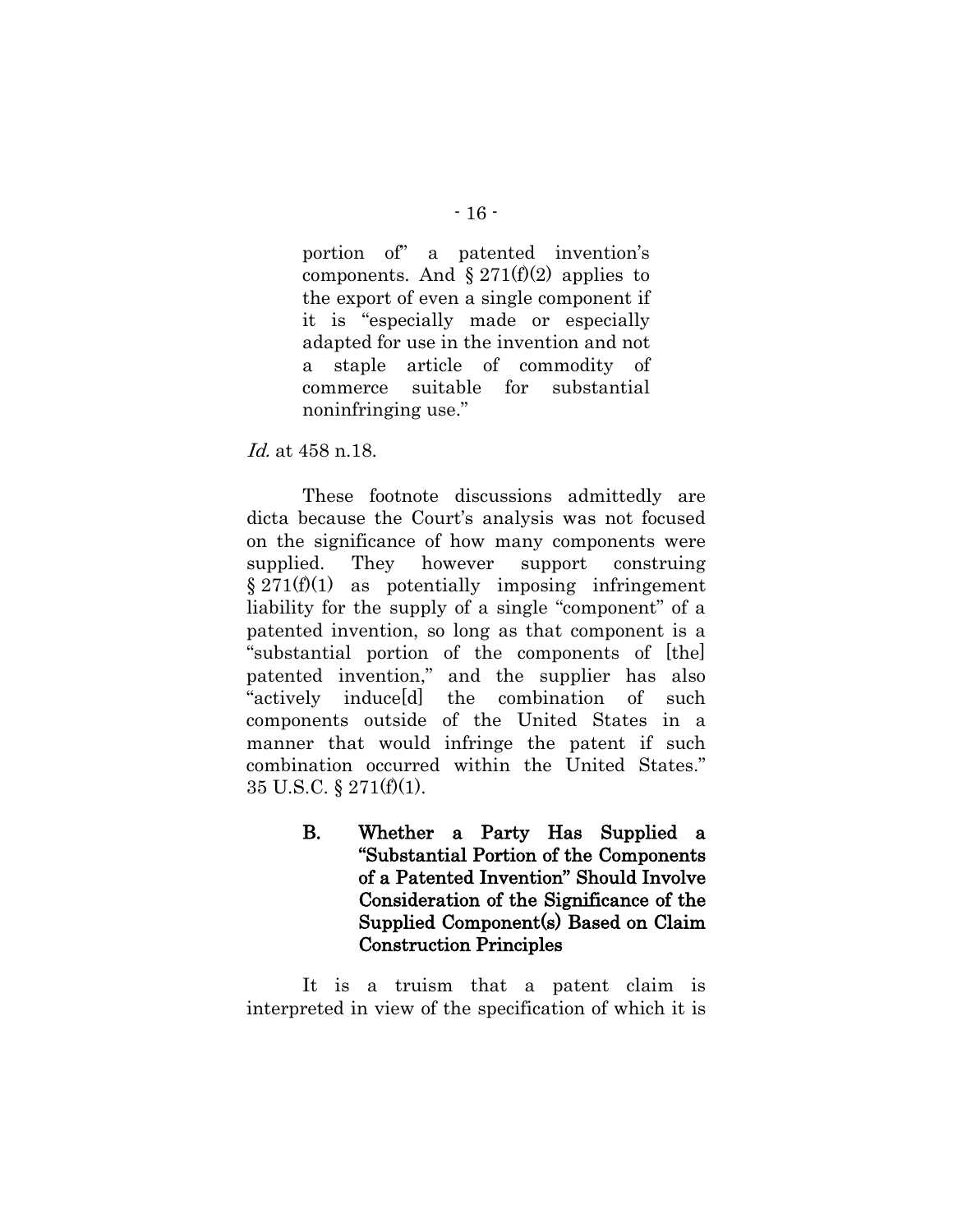> portion of" a patented invention's components. And § 271(f)(2) applies to the export of even a single component if it is "especially made or especially adapted for use in the invention and not a staple article of commodity of commerce suitable for substantial noninfringing use."

*Id.* at 458 n.18.

These footnote discussions admittedly are dicta because the Court's analysis was not focused on the significance of how many components were supplied. They however support construing § 271(f)(1) as potentially imposing infringement liability for the supply of a single "component" of a patented invention, so long as that component is a "substantial portion of the components of [the] patented invention," and the supplier has also "actively induce[d] the combination of such components outside of the United States in a manner that would infringe the patent if such combination occurred within the United States." 35 U.S.C. § 271(f)(1).

### B. Whether a Party Has Supplied a "Substantial Portion of the Components of a Patented Invention" Should Involve Consideration of the Significance of the Supplied Component(s) Based on Claim Construction Principles

It is a truism that a patent claim is interpreted in view of the specification of which it is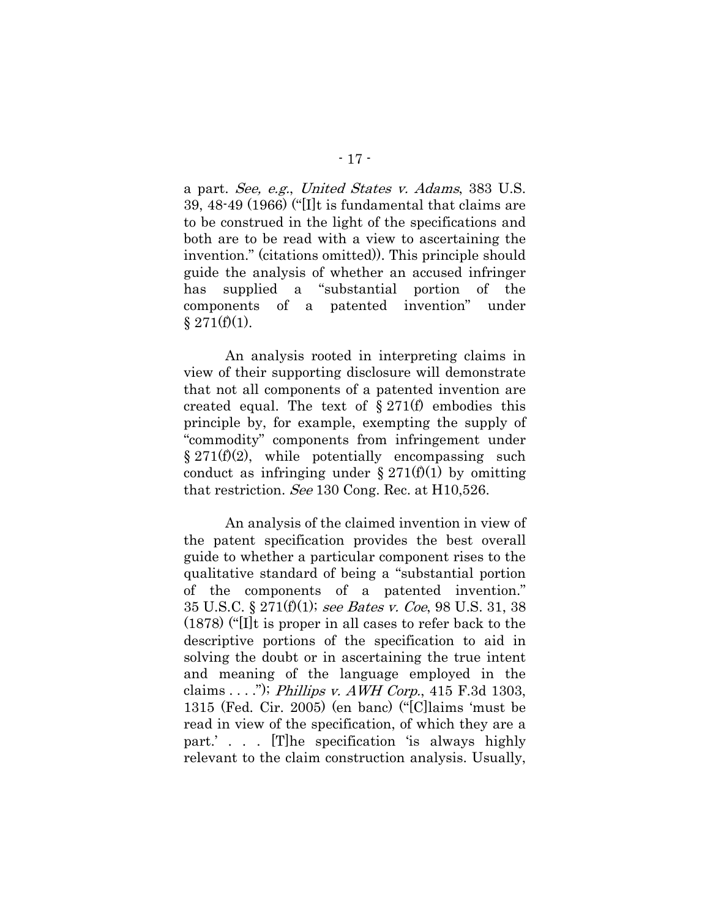a part. *See, e.g.*, *United States v. Adams*, 383 U.S. 39, 48-49 (1966) ("[I]t is fundamental that claims are to be construed in the light of the specifications and both are to be read with a view to ascertaining the invention." (citations omitted)). This principle should guide the analysis of whether an accused infringer has supplied a "substantial portion of the components of a patented invention" under § 271(f)(1).

An analysis rooted in interpreting claims in view of their supporting disclosure will demonstrate that not all components of a patented invention are created equal. The text of § 271(f) embodies this principle by, for example, exempting the supply of "commodity" components from infringement under § 271(f)(2), while potentially encompassing such conduct as infringing under § 271(f)(1) by omitting that restriction. *See* 130 Cong. Rec. at H10,526.

An analysis of the claimed invention in view of the patent specification provides the best overall guide to whether a particular component rises to the qualitative standard of being a "substantial portion of the components of a patented invention." 35 U.S.C. § 271(f)(1); *see Bates v. Coe*, 98 U.S. 31, 38 (1878) ("[I]t is proper in all cases to refer back to the descriptive portions of the specification to aid in solving the doubt or in ascertaining the true intent and meaning of the language employed in the claims . . . ."); *Phillips v. AWH Corp.*, 415 F.3d 1303, 1315 (Fed. Cir. 2005) (en banc) ("[C]laims 'must be read in view of the specification, of which they are a part.' . . . [T]he specification 'is always highly relevant to the claim construction analysis. Usually,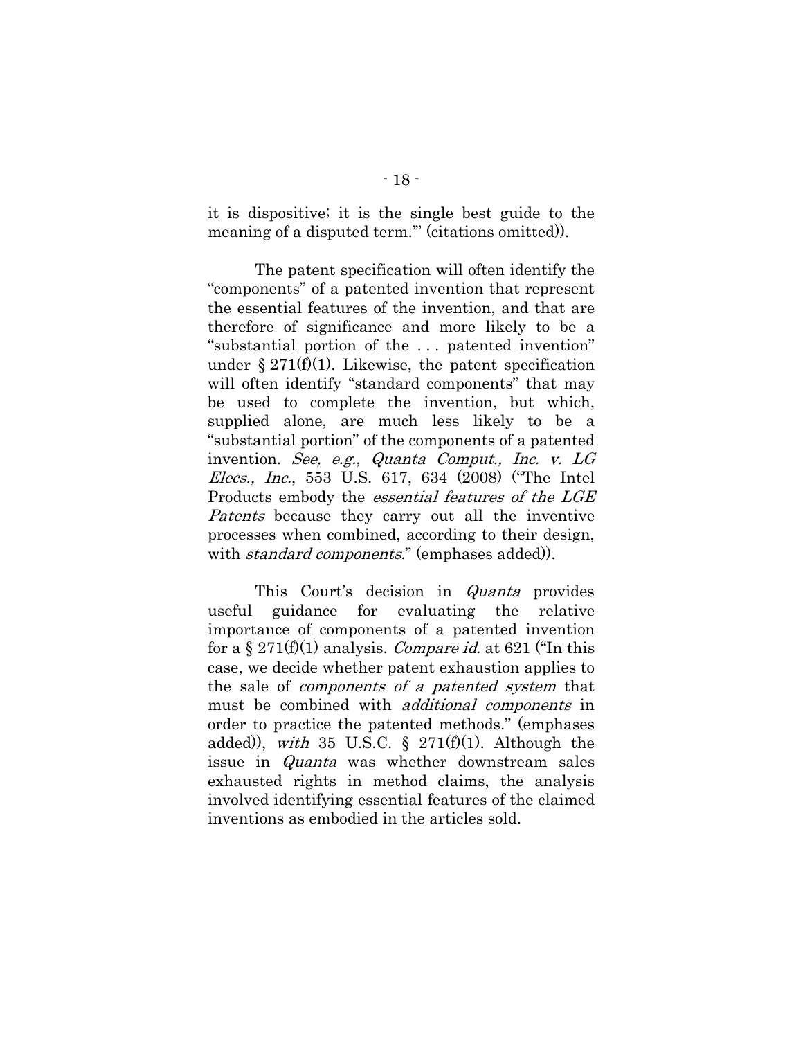it is dispositive; it is the single best guide to the meaning of a disputed term.'" (citations omitted)).

The patent specification will often identify the "components" of a patented invention that represent the essential features of the invention, and that are therefore of significance and more likely to be a "substantial portion of the . . . patented invention" under § 271(f)(1). Likewise, the patent specification will often identify "standard components" that may be used to complete the invention, but which, supplied alone, are much less likely to be a "substantial portion" of the components of a patented invention. *See, e.g.*, *Quanta Comput., Inc. v. LG Elecs., Inc.*, 553 U.S. 617, 634 (2008) ("The Intel Products embody the *essential features of the LGE Patents* because they carry out all the inventive processes when combined, according to their design, with *standard components*." (emphases added)).

This Court's decision in *Quanta* provides useful guidance for evaluating the relative importance of components of a patented invention for a § 271(f)(1) analysis. *Compare id.* at 621 ("In this case, we decide whether patent exhaustion applies to the sale of *components of a patented system* that must be combined with *additional components* in order to practice the patented methods." (emphases added)), *with* 35 U.S.C. § 271(f)(1). Although the issue in *Quanta* was whether downstream sales exhausted rights in method claims, the analysis involved identifying essential features of the claimed inventions as embodied in the articles sold.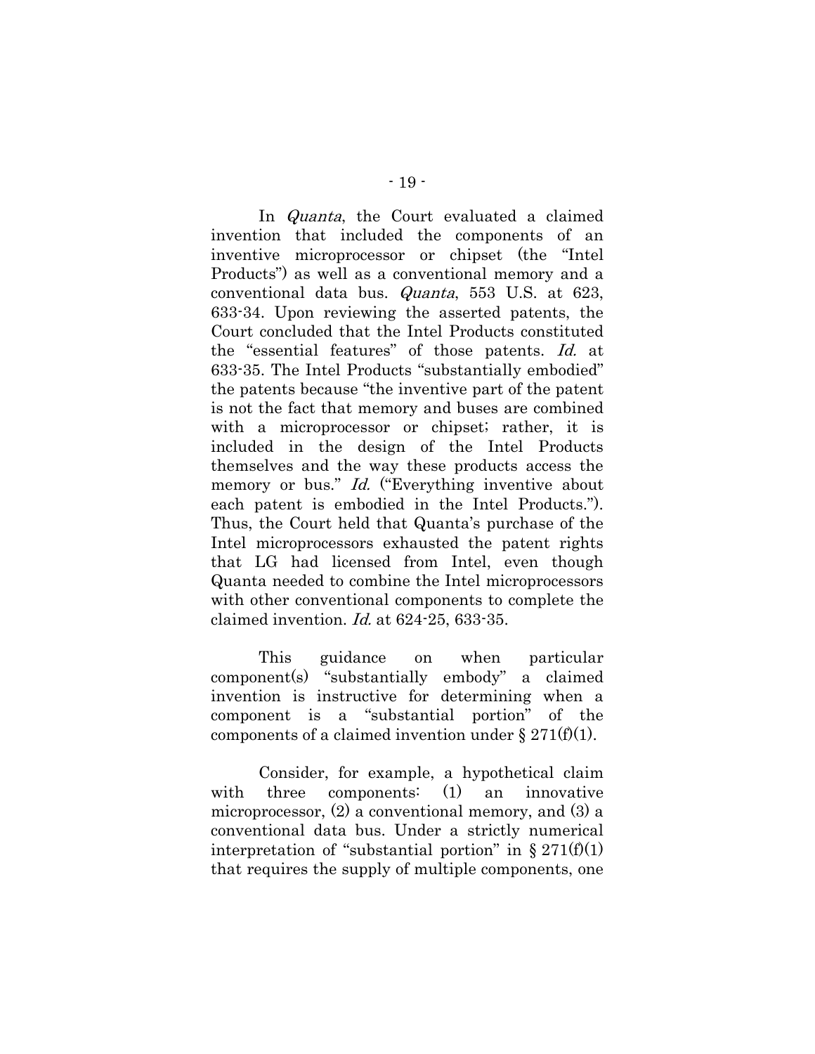In *Quanta*, the Court evaluated a claimed invention that included the components of an inventive microprocessor or chipset (the "Intel Products") as well as a conventional memory and a conventional data bus. *Quanta*, 553 U.S. at 623, 633-34. Upon reviewing the asserted patents, the Court concluded that the Intel Products constituted the "essential features" of those patents. *Id.* at 633-35. The Intel Products "substantially embodied" the patents because "the inventive part of the patent is not the fact that memory and buses are combined with a microprocessor or chipset; rather, it is included in the design of the Intel Products themselves and the way these products access the memory or bus." *Id.* ("Everything inventive about each patent is embodied in the Intel Products."). Thus, the Court held that Quanta's purchase of the Intel microprocessors exhausted the patent rights that LG had licensed from Intel, even though Quanta needed to combine the Intel microprocessors with other conventional components to complete the claimed invention. *Id.* at 624-25, 633-35.

This guidance on when particular component(s) "substantially embody" a claimed invention is instructive for determining when a component is a "substantial portion" of the components of a claimed invention under § 271(f)(1).

Consider, for example, a hypothetical claim with three components: (1) an innovative microprocessor, (2) a conventional memory, and (3) a conventional data bus. Under a strictly numerical interpretation of "substantial portion" in § 271(f)(1) that requires the supply of multiple components, one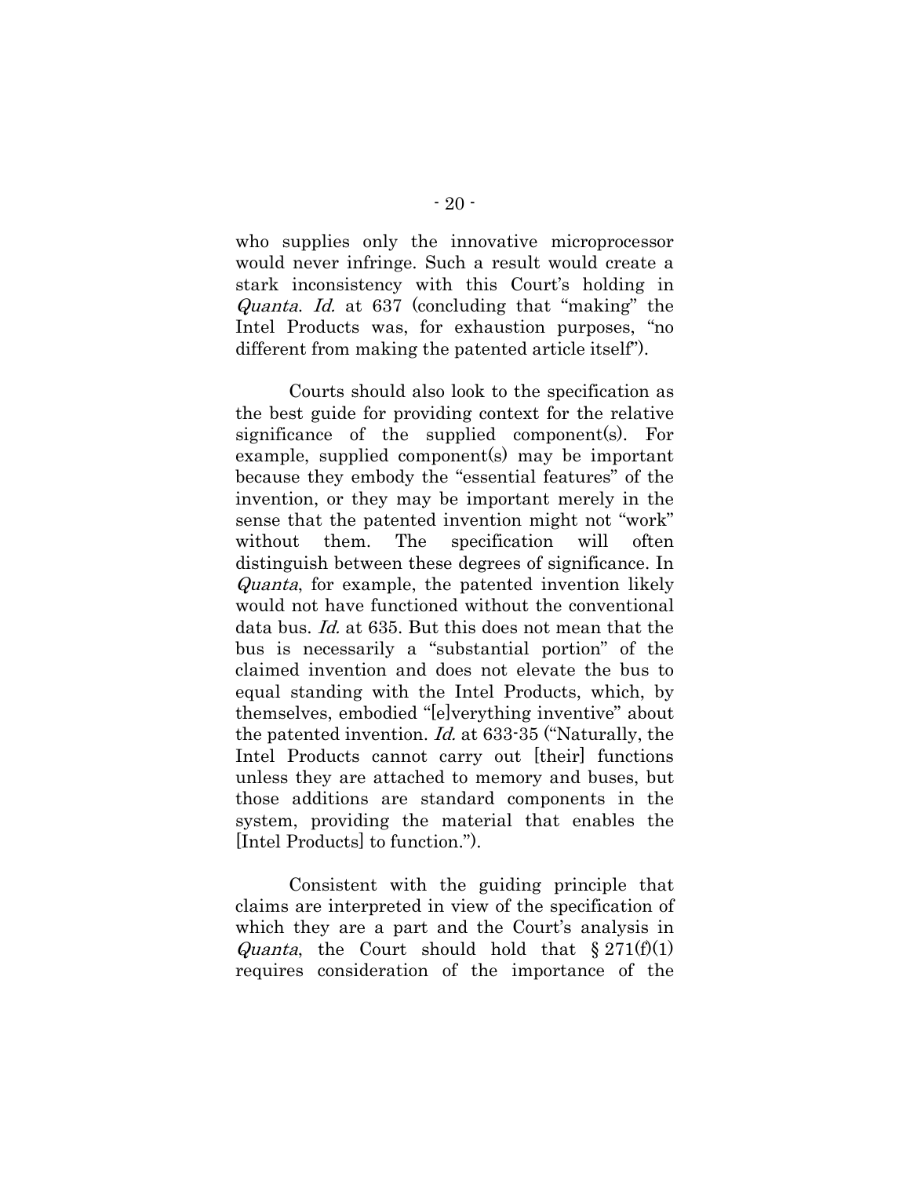who supplies only the innovative microprocessor would never infringe. Such a result would create a stark inconsistency with this Court's holding in *Quanta*. *Id.* at 637 (concluding that "making" the Intel Products was, for exhaustion purposes, "no different from making the patented article itself").

Courts should also look to the specification as the best guide for providing context for the relative significance of the supplied component(s). For example, supplied component(s) may be important because they embody the "essential features" of the invention, or they may be important merely in the sense that the patented invention might not "work" without them. The specification will often distinguish between these degrees of significance. In *Quanta*, for example, the patented invention likely would not have functioned without the conventional data bus. *Id.* at 635. But this does not mean that the bus is necessarily a "substantial portion" of the claimed invention and does not elevate the bus to equal standing with the Intel Products, which, by themselves, embodied "[e]verything inventive" about the patented invention. *Id.* at 633-35 ("Naturally, the Intel Products cannot carry out [their] functions unless they are attached to memory and buses, but those additions are standard components in the system, providing the material that enables the [Intel Products] to function.").

Consistent with the guiding principle that claims are interpreted in view of the specification of which they are a part and the Court's analysis in *Quanta*, the Court should hold that § 271(f)(1) requires consideration of the importance of the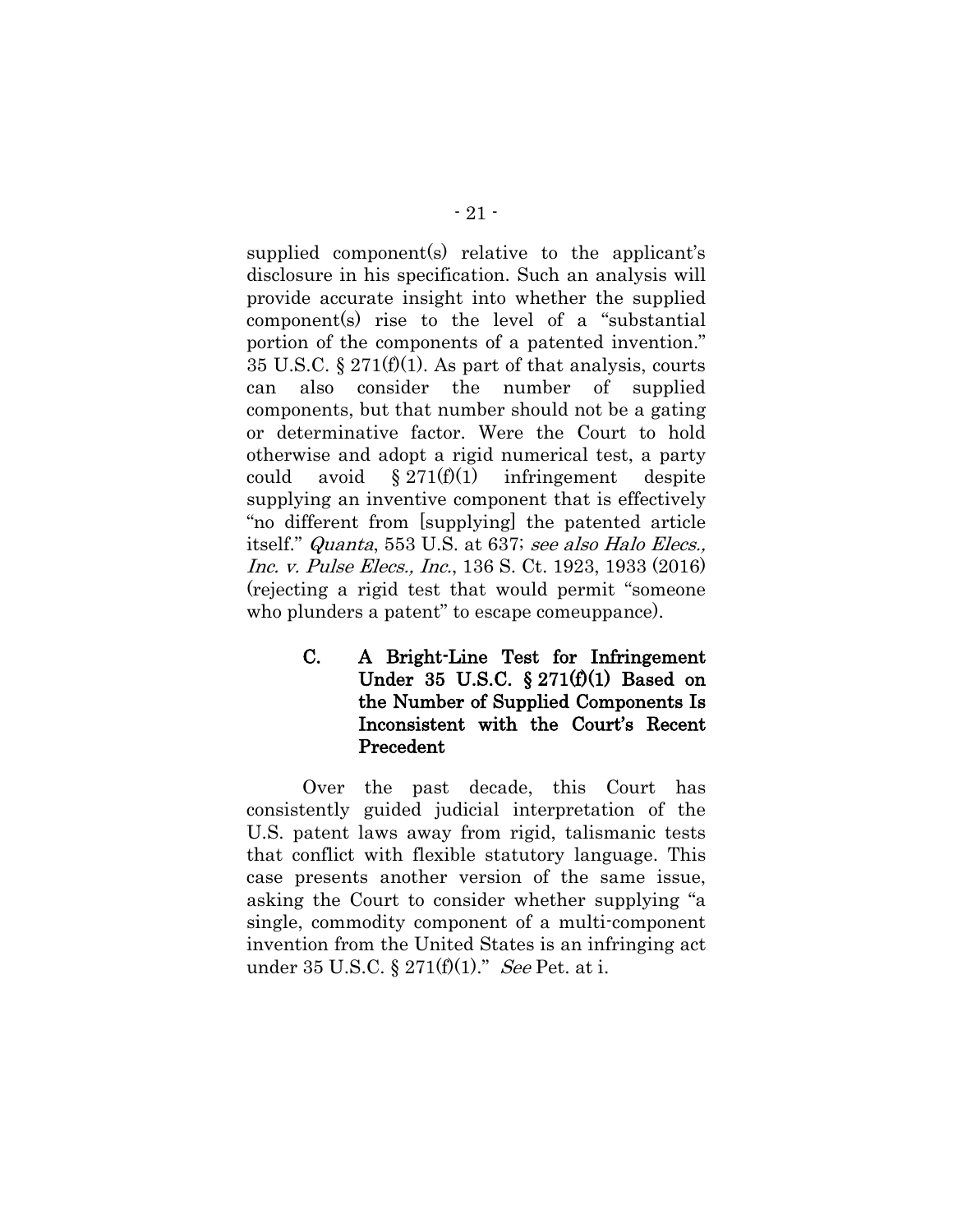supplied component(s) relative to the applicant's disclosure in his specification. Such an analysis will provide accurate insight into whether the supplied component(s) rise to the level of a "substantial portion of the components of a patented invention." 35 U.S.C. § 271(f)(1). As part of that analysis, courts can also consider the number of supplied components, but that number should not be a gating or determinative factor. Were the Court to hold otherwise and adopt a rigid numerical test, a party could avoid § 271(f)(1) infringement despite supplying an inventive component that is effectively "no different from [supplying] the patented article itself." *Quanta*, 553 U.S. at 637; *see also Halo Elecs., Inc. v. Pulse Elecs., Inc.*, 136 S. Ct. 1923, 1933 (2016) (rejecting a rigid test that would permit "someone who plunders a patent" to escape comeuppance).

### C. A Bright-Line Test for Infringement Under 35 U.S.C. § 271(f)(1) Based on the Number of Supplied Components Is Inconsistent with the Court's Recent Precedent

Over the past decade, this Court has consistently guided judicial interpretation of the U.S. patent laws away from rigid, talismanic tests that conflict with flexible statutory language. This case presents another version of the same issue, asking the Court to consider whether supplying "a single, commodity component of a multi-component invention from the United States is an infringing act under 35 U.S.C. § 271(f)(1)." *See* Pet. at i.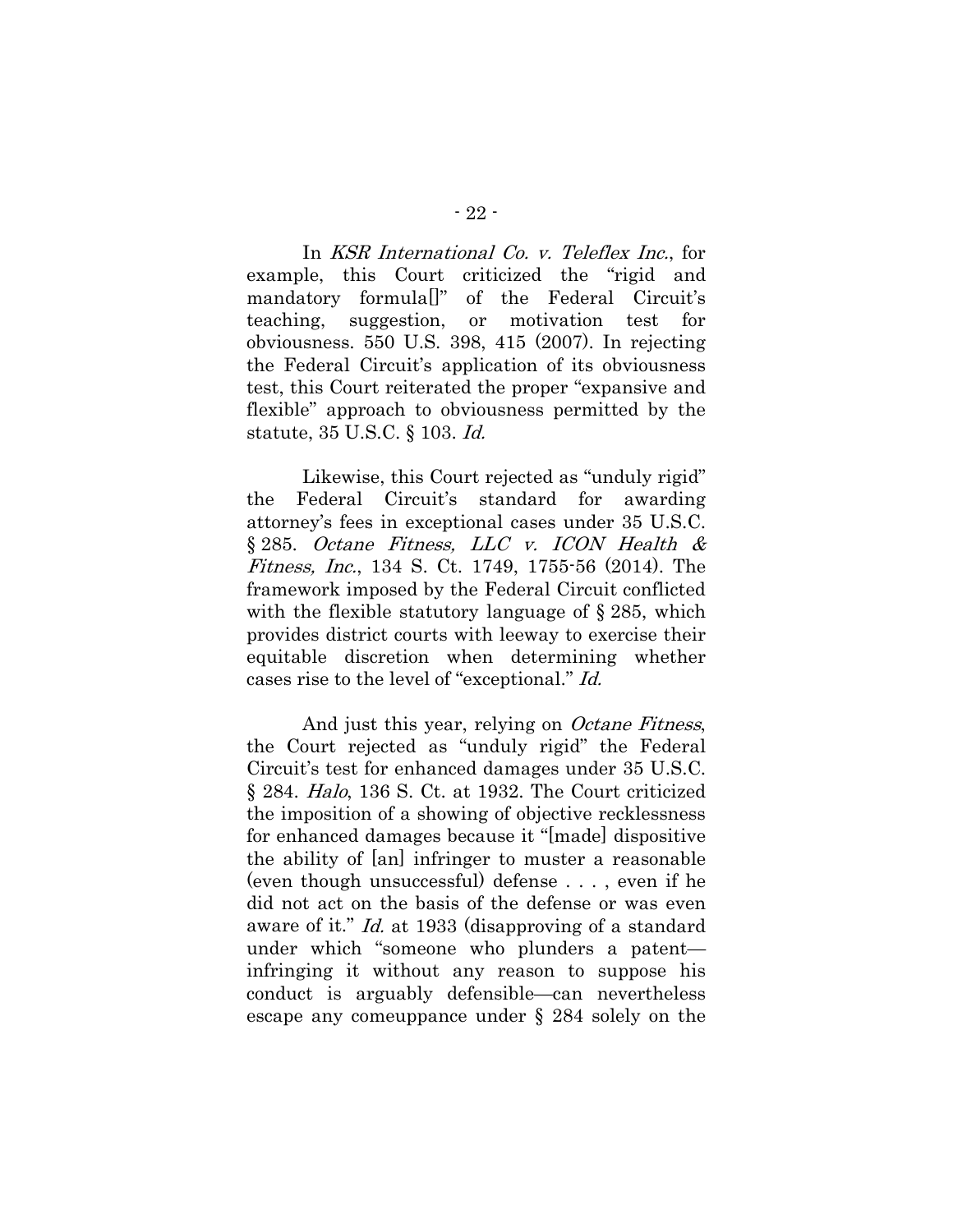In *KSR International Co. v. Teleflex Inc.*, for example, this Court criticized the "rigid and mandatory formula[]" of the Federal Circuit's teaching, suggestion, or motivation test for obviousness. 550 U.S. 398, 415 (2007). In rejecting the Federal Circuit's application of its obviousness test, this Court reiterated the proper "expansive and flexible" approach to obviousness permitted by the statute, 35 U.S.C. § 103. *Id.*

Likewise, this Court rejected as "unduly rigid" the Federal Circuit's standard for awarding attorney's fees in exceptional cases under 35 U.S.C. § 285. *Octane Fitness, LLC v. ICON Health & Fitness, Inc.*, 134 S. Ct. 1749, 1755-56 (2014). The framework imposed by the Federal Circuit conflicted with the flexible statutory language of § 285, which provides district courts with leeway to exercise their equitable discretion when determining whether cases rise to the level of "exceptional." *Id.*

And just this year, relying on *Octane Fitness*, the Court rejected as "unduly rigid" the Federal Circuit's test for enhanced damages under 35 U.S.C. § 284. *Halo*, 136 S. Ct. at 1932. The Court criticized the imposition of a showing of objective recklessness for enhanced damages because it "[made] dispositive the ability of [an] infringer to muster a reasonable (even though unsuccessful) defense . . . , even if he did not act on the basis of the defense or was even aware of it." *Id.* at 1933 (disapproving of a standard under which "someone who plunders a patent—infringing it without any reason to suppose his conduct is arguably defensible—can nevertheless escape any comeuppance under § 284 solely on the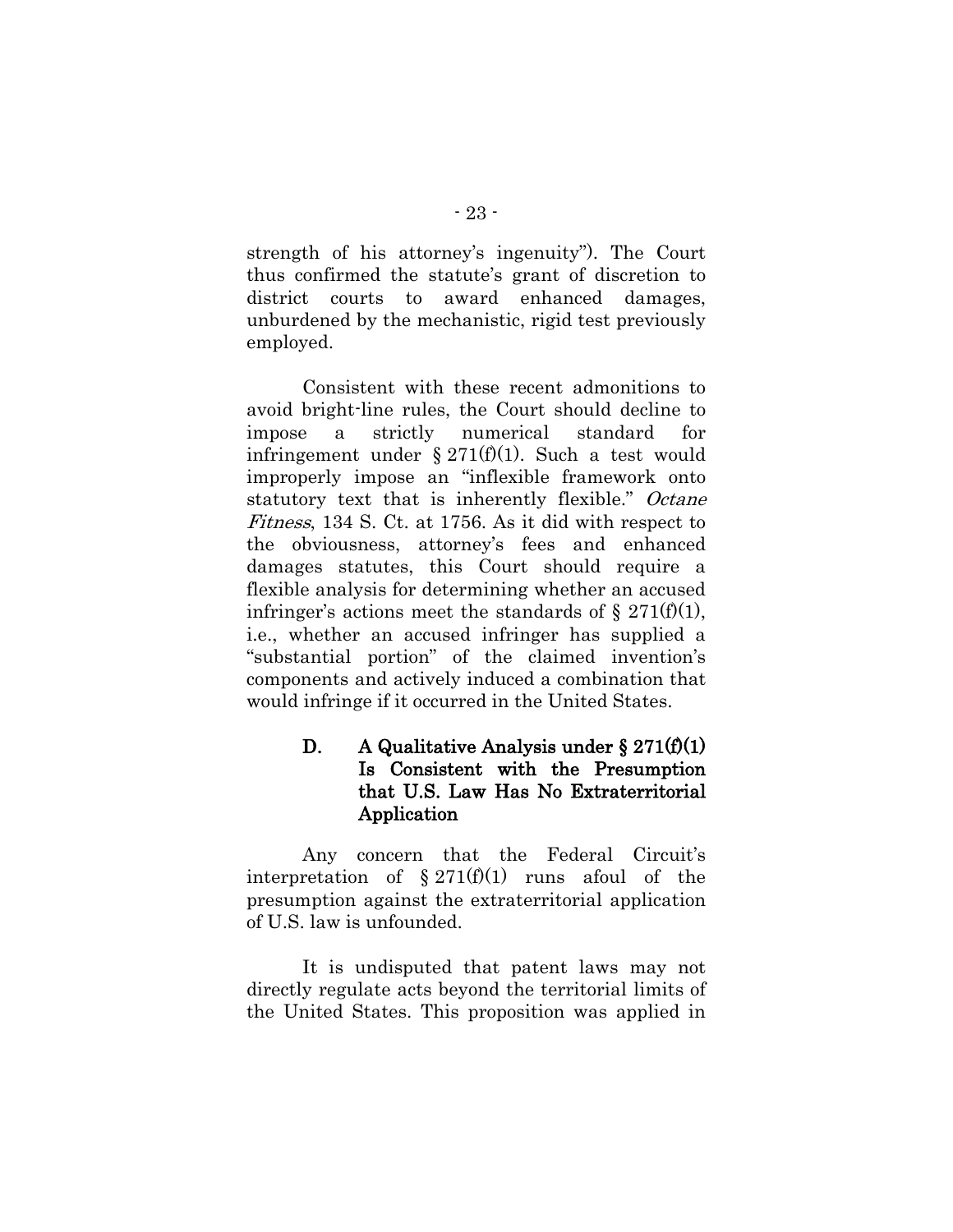strength of his attorney's ingenuity"). The Court thus confirmed the statute's grant of discretion to district courts to award enhanced damages, unburdened by the mechanistic, rigid test previously employed.

Consistent with these recent admonitions to avoid bright-line rules, the Court should decline to impose a strictly numerical standard for infringement under § 271(f)(1). Such a test would improperly impose an "inflexible framework onto statutory text that is inherently flexible." *Octane Fitness*, 134 S. Ct. at 1756. As it did with respect to the obviousness, attorney's fees and enhanced damages statutes, this Court should require a flexible analysis for determining whether an accused infringer's actions meet the standards of § 271(f)(1), i.e., whether an accused infringer has supplied a "substantial portion" of the claimed invention's components and actively induced a combination that would infringe if it occurred in the United States.

### D. A Qualitative Analysis under § 271(f)(1) Is Consistent with the Presumption that U.S. Law Has No Extraterritorial Application

Any concern that the Federal Circuit's interpretation of § 271(f)(1) runs afoul of the presumption against the extraterritorial application of U.S. law is unfounded.

It is undisputed that patent laws may not directly regulate acts beyond the territorial limits of the United States. This proposition was applied in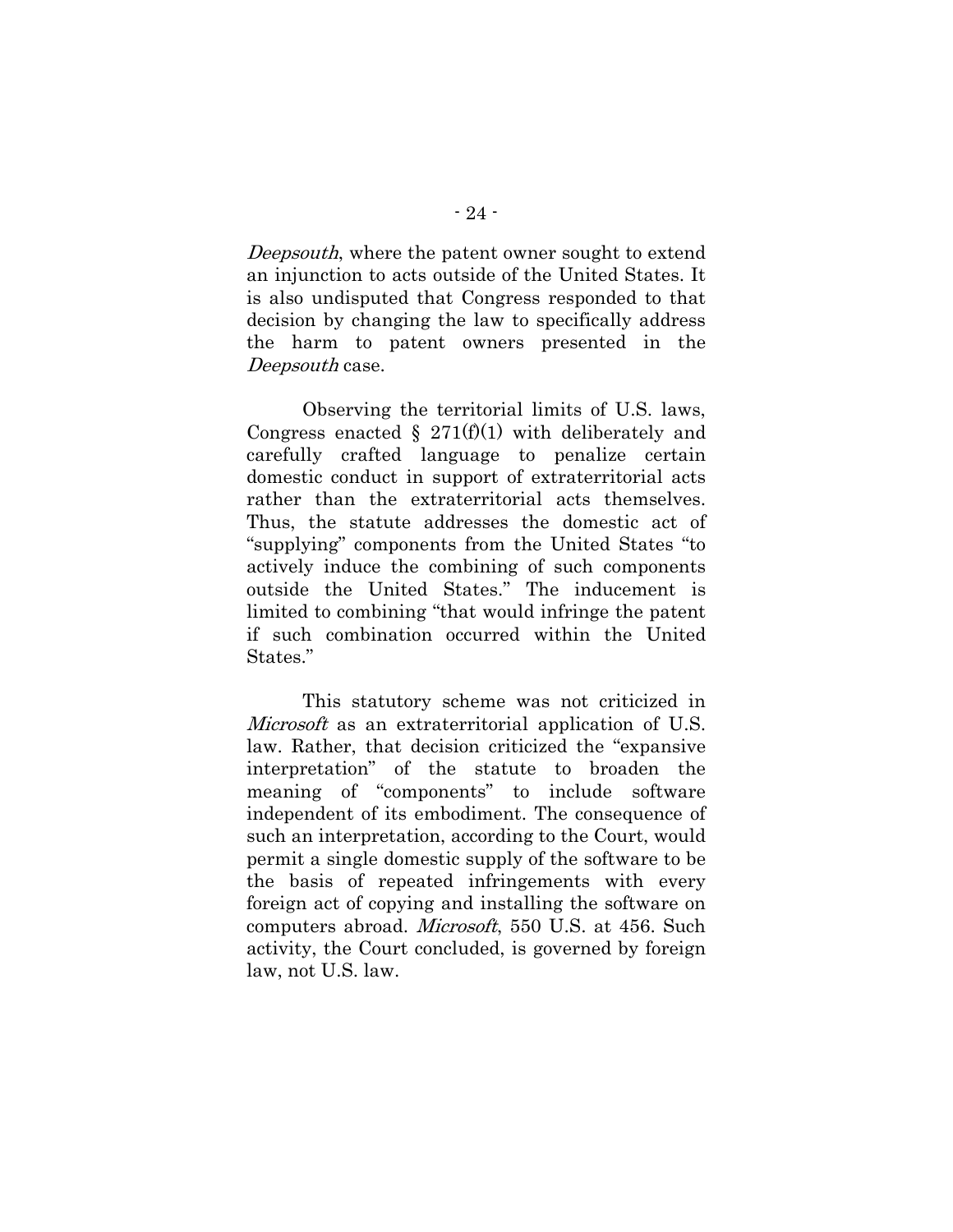*Deepsouth*, where the patent owner sought to extend an injunction to acts outside of the United States. It is also undisputed that Congress responded to that decision by changing the law to specifically address the harm to patent owners presented in the *Deepsouth* case.

Observing the territorial limits of U.S. laws, Congress enacted § 271(f)(1) with deliberately and carefully crafted language to penalize certain domestic conduct in support of extraterritorial acts rather than the extraterritorial acts themselves. Thus, the statute addresses the domestic act of "supplying" components from the United States "to actively induce the combining of such components outside the United States." The inducement is limited to combining "that would infringe the patent if such combination occurred within the United States."

This statutory scheme was not criticized in *Microsoft* as an extraterritorial application of U.S. law. Rather, that decision criticized the "expansive interpretation" of the statute to broaden the meaning of "components" to include software independent of its embodiment. The consequence of such an interpretation, according to the Court, would permit a single domestic supply of the software to be the basis of repeated infringements with every foreign act of copying and installing the software on computers abroad. *Microsoft*, 550 U.S. at 456. Such activity, the Court concluded, is governed by foreign law, not U.S. law.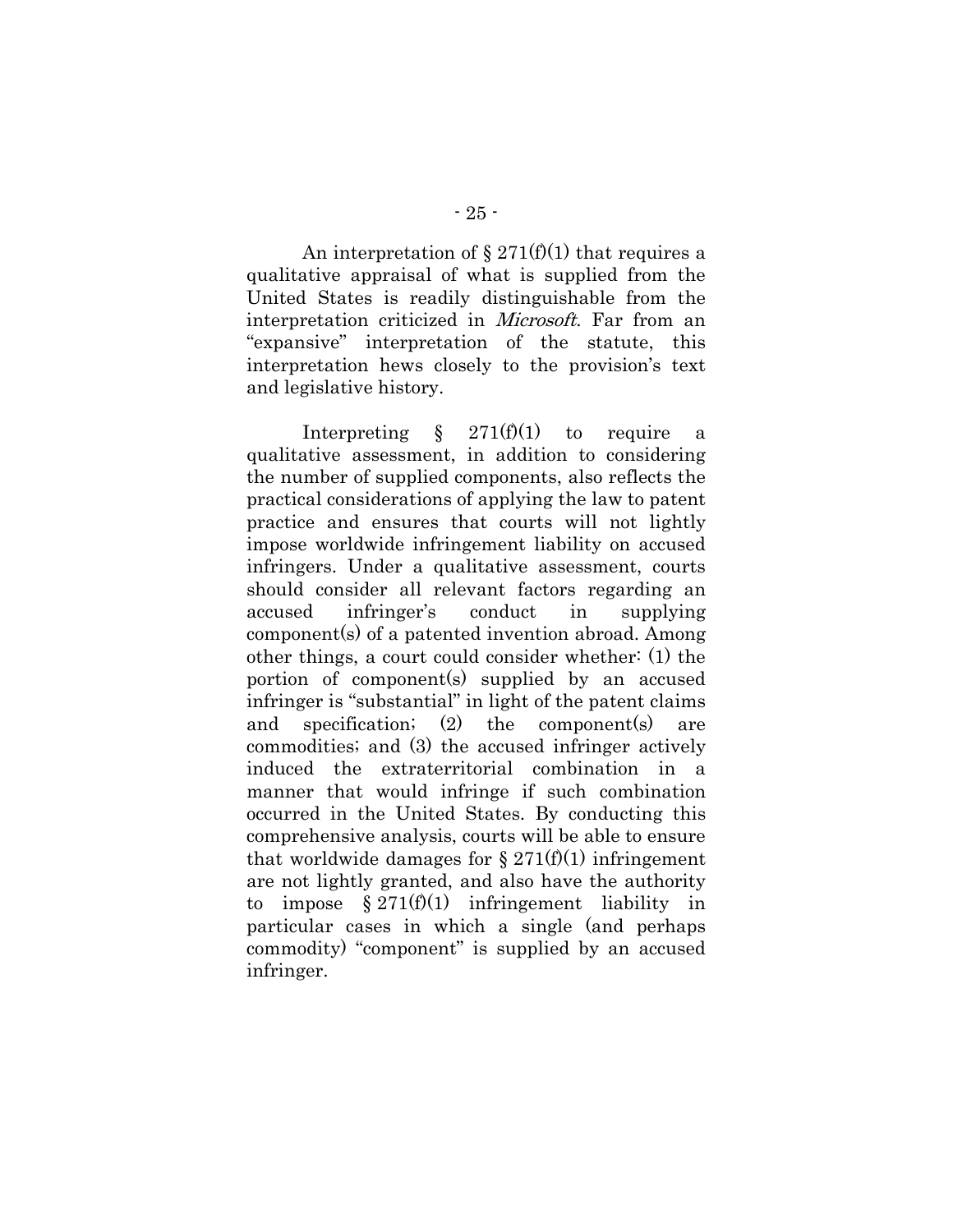An interpretation of § 271(f)(1) that requires a qualitative appraisal of what is supplied from the United States is readily distinguishable from the interpretation criticized in *Microsoft*. Far from an "expansive" interpretation of the statute, this interpretation hews closely to the provision's text and legislative history.

Interpreting § 271(f)(1) to require a qualitative assessment, in addition to considering the number of supplied components, also reflects the practical considerations of applying the law to patent practice and ensures that courts will not lightly impose worldwide infringement liability on accused infringers. Under a qualitative assessment, courts should consider all relevant factors regarding an accused infringer's conduct in supplying component(s) of a patented invention abroad. Among other things, a court could consider whether: (1) the portion of component(s) supplied by an accused infringer is "substantial" in light of the patent claims and specification; (2) the component(s) are commodities; and (3) the accused infringer actively induced the extraterritorial combination in a manner that would infringe if such combination occurred in the United States. By conducting this comprehensive analysis, courts will be able to ensure that worldwide damages for § 271(f)(1) infringement are not lightly granted, and also have the authority to impose § 271(f)(1) infringement liability in particular cases in which a single (and perhaps commodity) "component" is supplied by an accused infringer.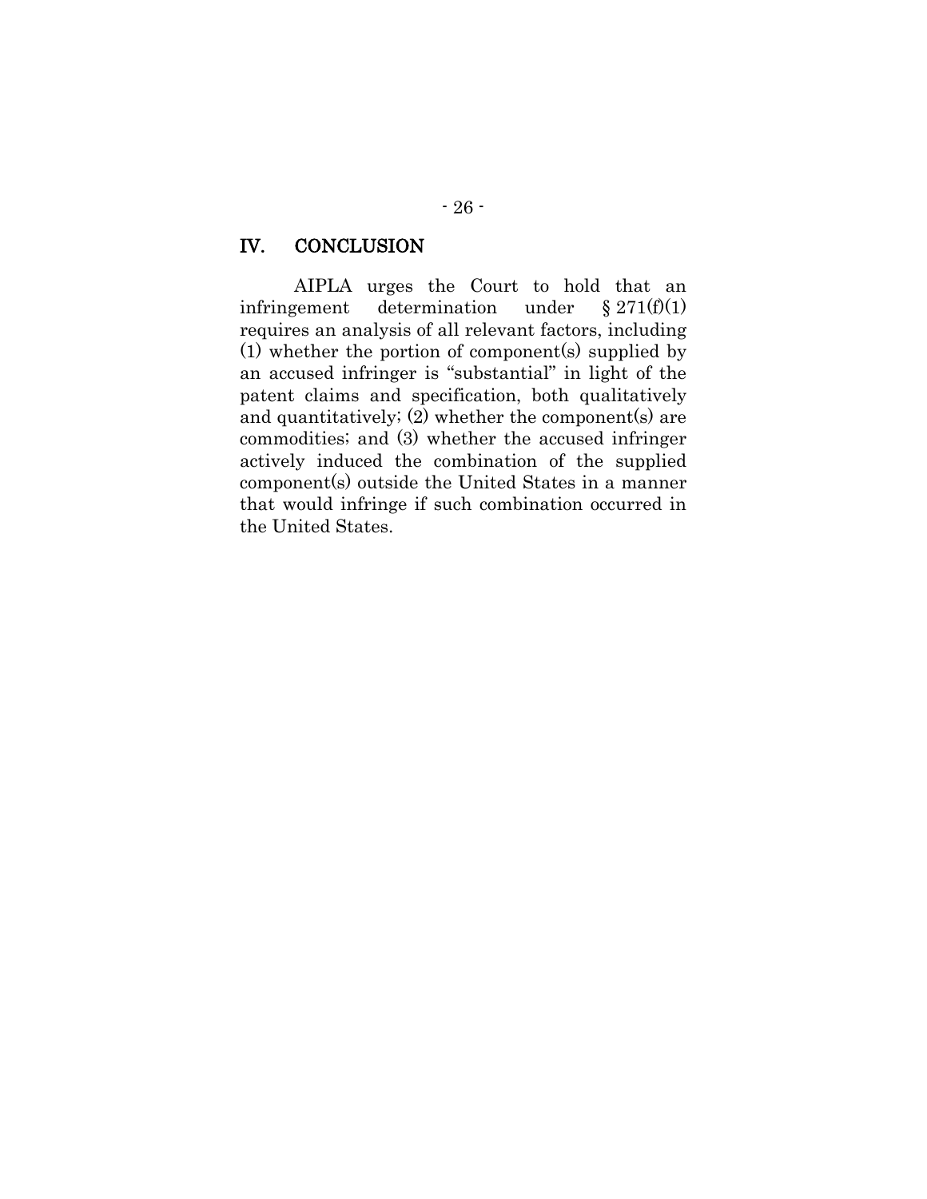## IV. CONCLUSION

AIPLA urges the Court to hold that an infringement determination under § 271(f)(1) requires an analysis of all relevant factors, including (1) whether the portion of component(s) supplied by an accused infringer is "substantial" in light of the patent claims and specification, both qualitatively and quantitatively; (2) whether the component(s) are commodities; and (3) whether the accused infringer actively induced the combination of the supplied component(s) outside the United States in a manner that would infringe if such combination occurred in the United States.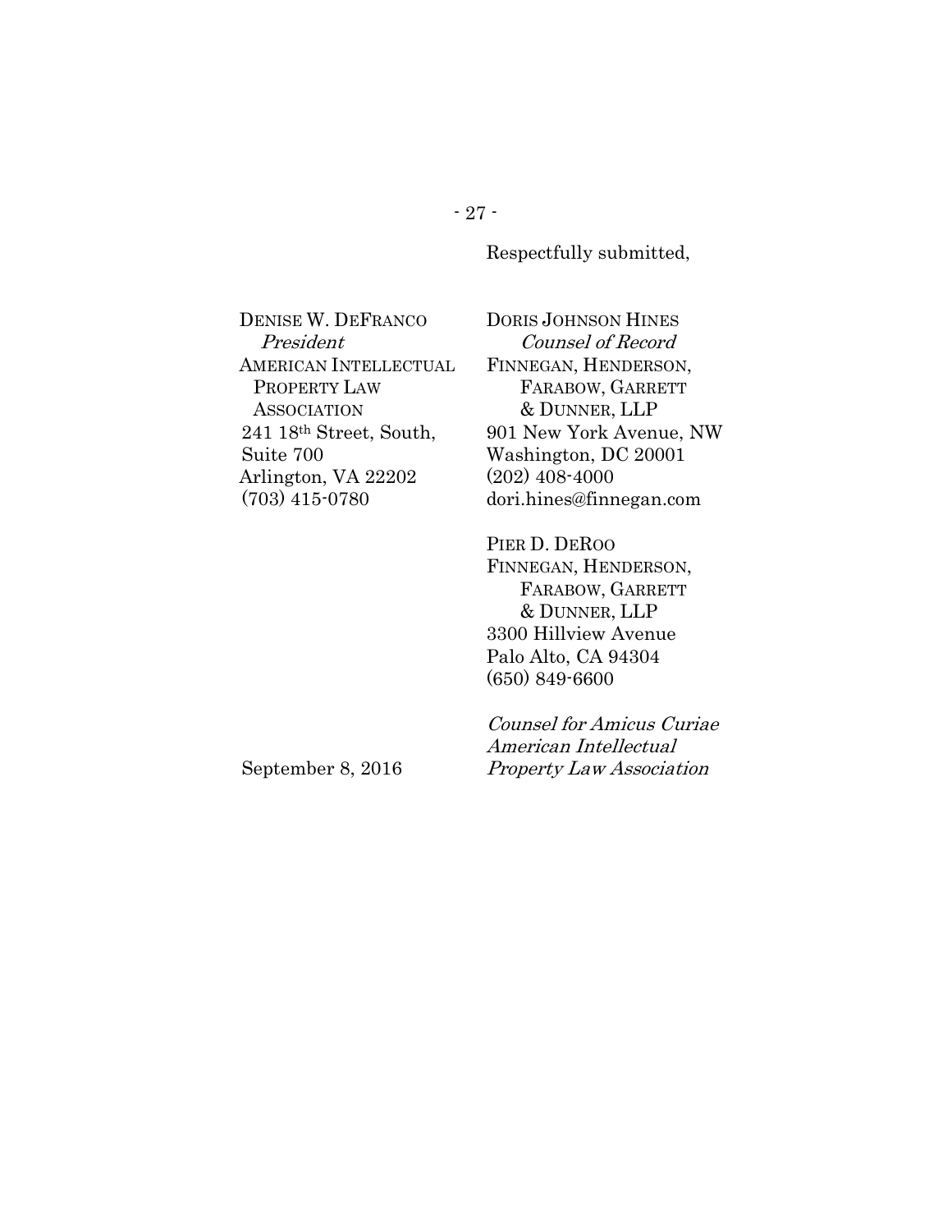Respectfully submitted,

DENISE W. DEFRANCO
*President*
AMERICAN INTELLECTUAL PROPERTY LAW ASSOCIATION
241 18th Street, South, Suite 700
Arlington, VA 22202
(703) 415-0780

DORIS JOHNSON HINES
*Counsel of Record*
FINNEGAN, HENDERSON, FARABOW, GARRETT & DUNNER, LLP
901 New York Avenue, NW
Washington, DC 20001
(202) 408-4000
dori.hines@finnegan.com

PIER D. DEROO
FINNEGAN, HENDERSON, FARABOW, GARRETT & DUNNER, LLP
3300 Hillview Avenue
Palo Alto, CA 94304
(650) 849-6600

*Counsel for Amicus Curiae American Intellectual Property Law Association*

September 8, 2016